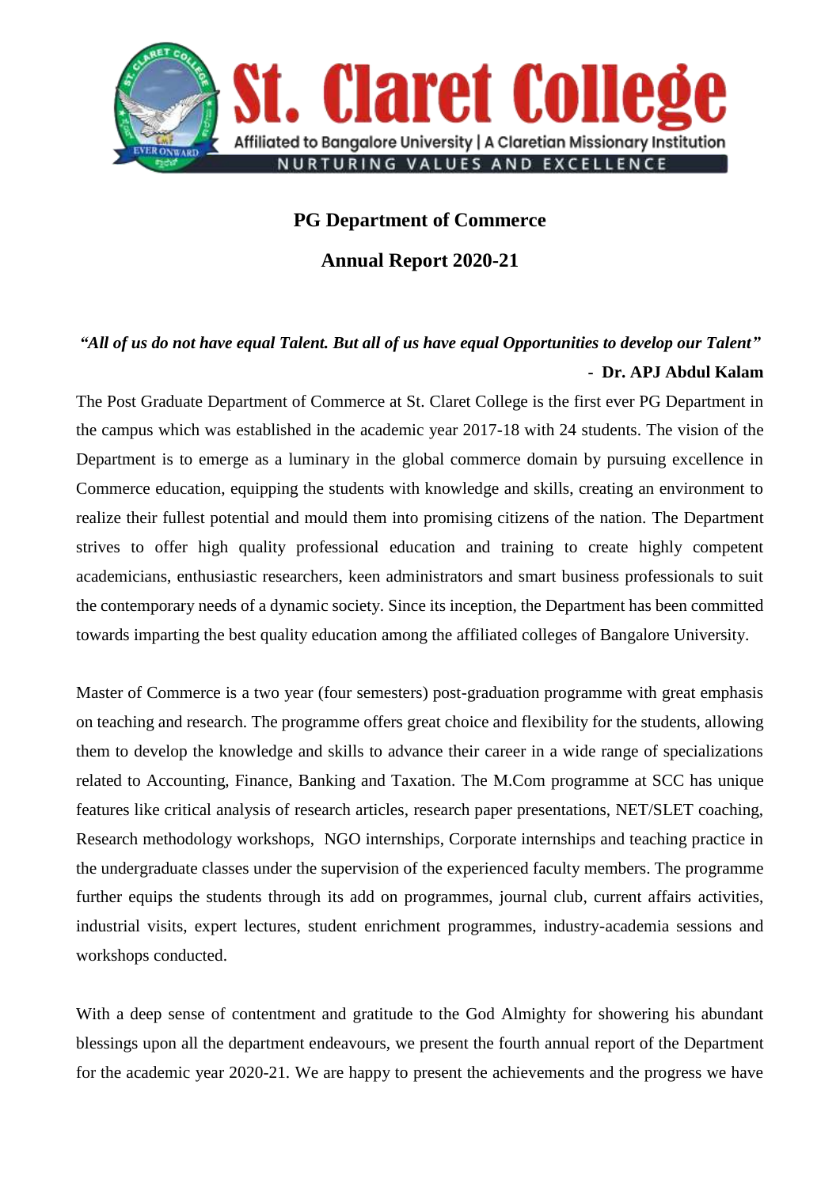# St. Claret College

Affiliated to Bangalore University | A Claretian Missionary Institution

NURTURING VALUES AND EXCELLENCE

## PG Department of Commerce

## Annual Report 2020-21

***"All of us do not have equal Talent. But all of us have equal Opportunities to develop our Talent"***

**- Dr. APJ Abdul Kalam**

The Post Graduate Department of Commerce at St. Claret College is the first ever PG Department in the campus which was established in the academic year 2017-18 with 24 students. The vision of the Department is to emerge as a luminary in the global commerce domain by pursuing excellence in Commerce education, equipping the students with knowledge and skills, creating an environment to realize their fullest potential and mould them into promising citizens of the nation. The Department strives to offer high quality professional education and training to create highly competent academicians, enthusiastic researchers, keen administrators and smart business professionals to suit the contemporary needs of a dynamic society. Since its inception, the Department has been committed towards imparting the best quality education among the affiliated colleges of Bangalore University.

Master of Commerce is a two year (four semesters) post-graduation programme with great emphasis on teaching and research. The programme offers great choice and flexibility for the students, allowing them to develop the knowledge and skills to advance their career in a wide range of specializations related to Accounting, Finance, Banking and Taxation. The M.Com programme at SCC has unique features like critical analysis of research articles, research paper presentations, NET/SLET coaching, Research methodology workshops, NGO internships, Corporate internships and teaching practice in the undergraduate classes under the supervision of the experienced faculty members. The programme further equips the students through its add on programmes, journal club, current affairs activities, industrial visits, expert lectures, student enrichment programmes, industry-academia sessions and workshops conducted.

With a deep sense of contentment and gratitude to the God Almighty for showering his abundant blessings upon all the department endeavours, we present the fourth annual report of the Department for the academic year 2020-21. We are happy to present the achievements and the progress we have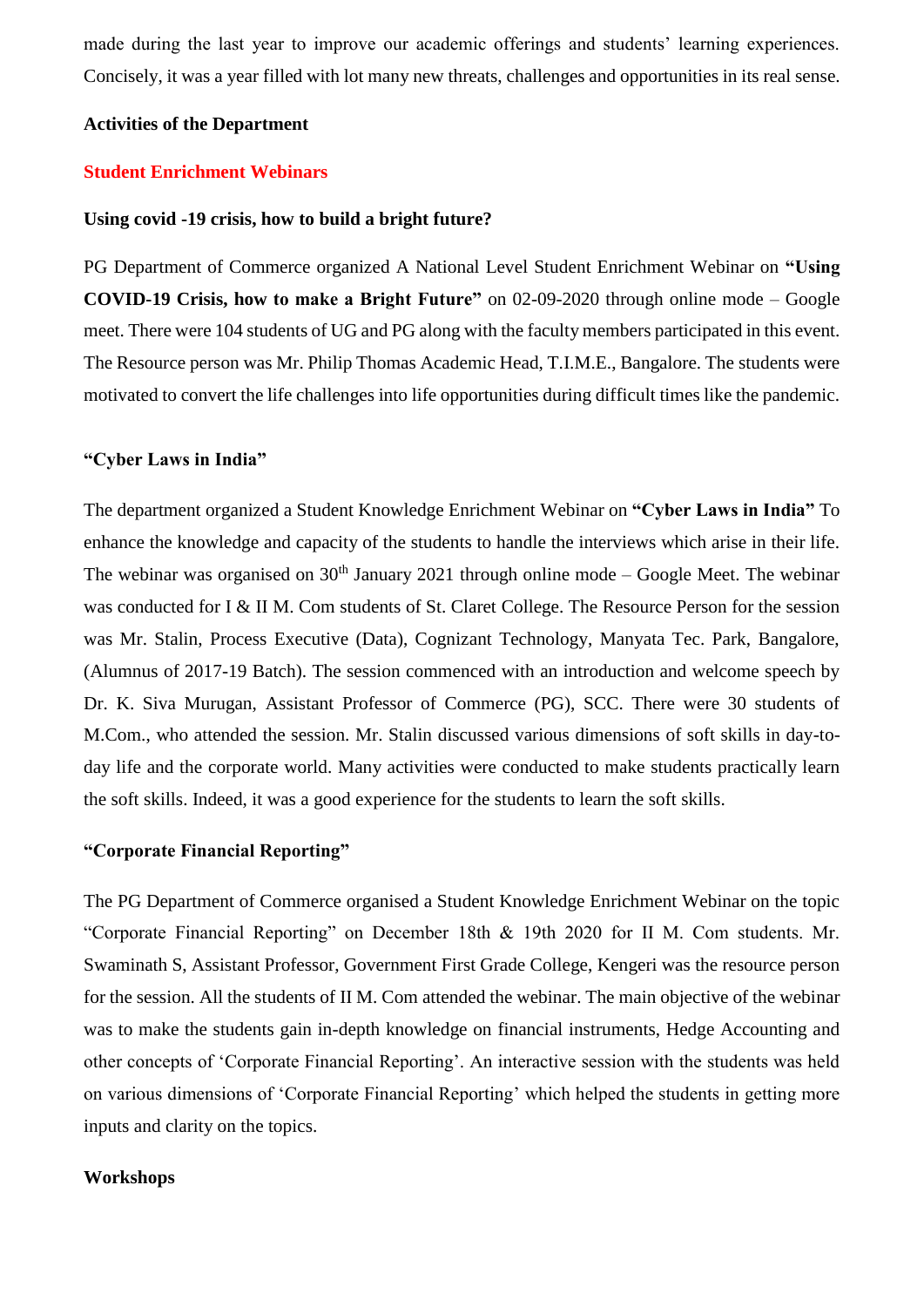made during the last year to improve our academic offerings and students' learning experiences. Concisely, it was a year filled with lot many new threats, challenges and opportunities in its real sense.

**Activities of the Department**

## Student Enrichment Webinars

### Using covid -19 crisis, how to build a bright future?

PG Department of Commerce organized A National Level Student Enrichment Webinar on **"Using COVID-19 Crisis, how to make a Bright Future"** on 02-09-2020 through online mode – Google meet. There were 104 students of UG and PG along with the faculty members participated in this event. The Resource person was Mr. Philip Thomas Academic Head, T.I.M.E., Bangalore. The students were motivated to convert the life challenges into life opportunities during difficult times like the pandemic.

### "Cyber Laws in India"

The department organized a Student Knowledge Enrichment Webinar on **"Cyber Laws in India"** To enhance the knowledge and capacity of the students to handle the interviews which arise in their life. The webinar was organised on 30th January 2021 through online mode – Google Meet. The webinar was conducted for I & II M. Com students of St. Claret College. The Resource Person for the session was Mr. Stalin, Process Executive (Data), Cognizant Technology, Manyata Tec. Park, Bangalore, (Alumnus of 2017-19 Batch). The session commenced with an introduction and welcome speech by Dr. K. Siva Murugan, Assistant Professor of Commerce (PG), SCC. There were 30 students of M.Com., who attended the session. Mr. Stalin discussed various dimensions of soft skills in day-to-day life and the corporate world. Many activities were conducted to make students practically learn the soft skills. Indeed, it was a good experience for the students to learn the soft skills.

### "Corporate Financial Reporting"

The PG Department of Commerce organised a Student Knowledge Enrichment Webinar on the topic "Corporate Financial Reporting" on December 18th & 19th 2020 for II M. Com students. Mr. Swaminath S, Assistant Professor, Government First Grade College, Kengeri was the resource person for the session. All the students of II M. Com attended the webinar. The main objective of the webinar was to make the students gain in-depth knowledge on financial instruments, Hedge Accounting and other concepts of 'Corporate Financial Reporting'. An interactive session with the students was held on various dimensions of 'Corporate Financial Reporting' which helped the students in getting more inputs and clarity on the topics.

### Workshops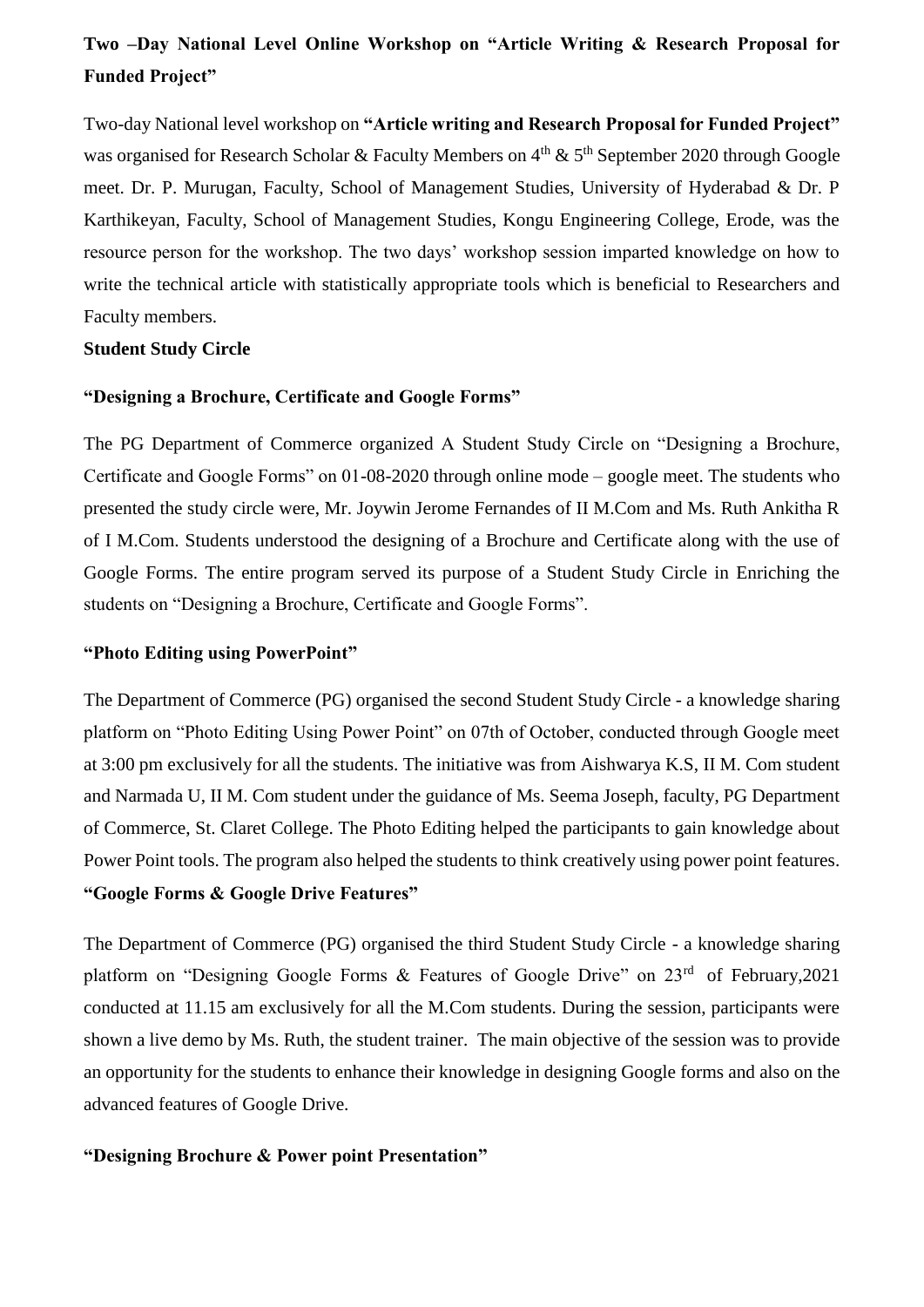**Two –Day National Level Online Workshop on "Article Writing & Research Proposal for Funded Project"**

Two-day National level workshop on **"Article writing and Research Proposal for Funded Project"** was organised for Research Scholar & Faculty Members on 4th & 5th September 2020 through Google meet. Dr. P. Murugan, Faculty, School of Management Studies, University of Hyderabad & Dr. P Karthikeyan, Faculty, School of Management Studies, Kongu Engineering College, Erode, was the resource person for the workshop. The two days' workshop session imparted knowledge on how to write the technical article with statistically appropriate tools which is beneficial to Researchers and Faculty members.

**Student Study Circle**

**"Designing a Brochure, Certificate and Google Forms"**

The PG Department of Commerce organized A Student Study Circle on "Designing a Brochure, Certificate and Google Forms" on 01-08-2020 through online mode – google meet. The students who presented the study circle were, Mr. Joywin Jerome Fernandes of II M.Com and Ms. Ruth Ankitha R of I M.Com. Students understood the designing of a Brochure and Certificate along with the use of Google Forms. The entire program served its purpose of a Student Study Circle in Enriching the students on "Designing a Brochure, Certificate and Google Forms".

**"Photo Editing using PowerPoint"**

The Department of Commerce (PG) organised the second Student Study Circle - a knowledge sharing platform on "Photo Editing Using Power Point" on 07th of October, conducted through Google meet at 3:00 pm exclusively for all the students. The initiative was from Aishwarya K.S, II M. Com student and Narmada U, II M. Com student under the guidance of Ms. Seema Joseph, faculty, PG Department of Commerce, St. Claret College. The Photo Editing helped the participants to gain knowledge about Power Point tools. The program also helped the students to think creatively using power point features.

**"Google Forms & Google Drive Features"**

The Department of Commerce (PG) organised the third Student Study Circle - a knowledge sharing platform on "Designing Google Forms & Features of Google Drive" on 23rd of February,2021 conducted at 11.15 am exclusively for all the M.Com students. During the session, participants were shown a live demo by Ms. Ruth, the student trainer. The main objective of the session was to provide an opportunity for the students to enhance their knowledge in designing Google forms and also on the advanced features of Google Drive.

**"Designing Brochure & Power point Presentation"**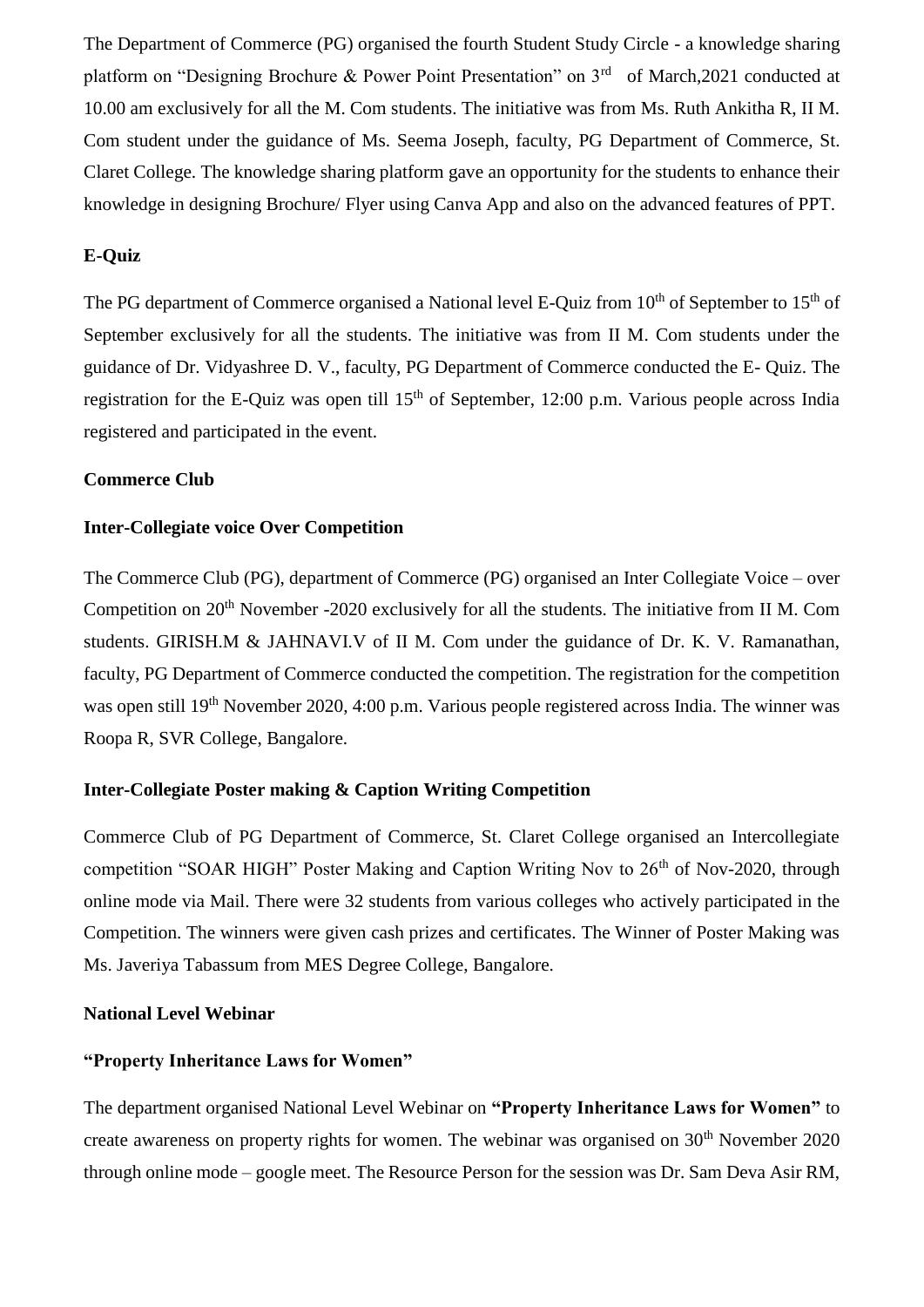The Department of Commerce (PG) organised the fourth Student Study Circle - a knowledge sharing platform on "Designing Brochure & Power Point Presentation" on 3rd of March,2021 conducted at 10.00 am exclusively for all the M. Com students. The initiative was from Ms. Ruth Ankitha R, II M. Com student under the guidance of Ms. Seema Joseph, faculty, PG Department of Commerce, St. Claret College. The knowledge sharing platform gave an opportunity for the students to enhance their knowledge in designing Brochure/ Flyer using Canva App and also on the advanced features of PPT.

**E-Quiz**

The PG department of Commerce organised a National level E-Quiz from 10th of September to 15th of September exclusively for all the students. The initiative was from II M. Com students under the guidance of Dr. Vidyashree D. V., faculty, PG Department of Commerce conducted the E- Quiz. The registration for the E-Quiz was open till 15th of September, 12:00 p.m. Various people across India registered and participated in the event.

**Commerce Club**

**Inter-Collegiate voice Over Competition**

The Commerce Club (PG), department of Commerce (PG) organised an Inter Collegiate Voice – over Competition on 20th November -2020 exclusively for all the students. The initiative from II M. Com students. GIRISH.M & JAHNAVI.V of II M. Com under the guidance of Dr. K. V. Ramanathan, faculty, PG Department of Commerce conducted the competition. The registration for the competition was open still 19th November 2020, 4:00 p.m. Various people registered across India. The winner was Roopa R, SVR College, Bangalore.

**Inter-Collegiate Poster making & Caption Writing Competition**

Commerce Club of PG Department of Commerce, St. Claret College organised an Intercollegiate competition "SOAR HIGH" Poster Making and Caption Writing Nov to 26th of Nov-2020, through online mode via Mail. There were 32 students from various colleges who actively participated in the Competition. The winners were given cash prizes and certificates. The Winner of Poster Making was Ms. Javeriya Tabassum from MES Degree College, Bangalore.

**National Level Webinar**

**"Property Inheritance Laws for Women"**

The department organised National Level Webinar on **"Property Inheritance Laws for Women"** to create awareness on property rights for women. The webinar was organised on 30th November 2020 through online mode – google meet. The Resource Person for the session was Dr. Sam Deva Asir RM,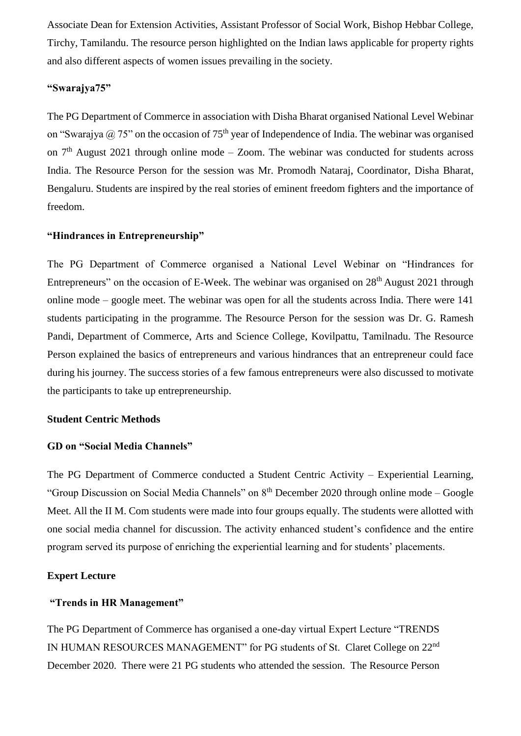Associate Dean for Extension Activities, Assistant Professor of Social Work, Bishop Hebbar College, Tirchy, Tamilandu. The resource person highlighted on the Indian laws applicable for property rights and also different aspects of women issues prevailing in the society.

**"Swarajya75"**

The PG Department of Commerce in association with Disha Bharat organised National Level Webinar on "Swarajya @ 75" on the occasion of 75th year of Independence of India. The webinar was organised on 7th August 2021 through online mode – Zoom. The webinar was conducted for students across India. The Resource Person for the session was Mr. Promodh Nataraj, Coordinator, Disha Bharat, Bengaluru. Students are inspired by the real stories of eminent freedom fighters and the importance of freedom.

**"Hindrances in Entrepreneurship"**

The PG Department of Commerce organised a National Level Webinar on "Hindrances for Entrepreneurs" on the occasion of E-Week. The webinar was organised on 28th August 2021 through online mode – google meet. The webinar was open for all the students across India. There were 141 students participating in the programme. The Resource Person for the session was Dr. G. Ramesh Pandi, Department of Commerce, Arts and Science College, Kovilpattu, Tamilnadu. The Resource Person explained the basics of entrepreneurs and various hindrances that an entrepreneur could face during his journey. The success stories of a few famous entrepreneurs were also discussed to motivate the participants to take up entrepreneurship.

**Student Centric Methods**

**GD on "Social Media Channels"**

The PG Department of Commerce conducted a Student Centric Activity – Experiential Learning, "Group Discussion on Social Media Channels" on 8th December 2020 through online mode – Google Meet. All the II M. Com students were made into four groups equally. The students were allotted with one social media channel for discussion. The activity enhanced student's confidence and the entire program served its purpose of enriching the experiential learning and for students' placements.

**Expert Lecture**

**"Trends in HR Management"**

The PG Department of Commerce has organised a one-day virtual Expert Lecture "TRENDS IN HUMAN RESOURCES MANAGEMENT" for PG students of St. Claret College on 22nd December 2020. There were 21 PG students who attended the session. The Resource Person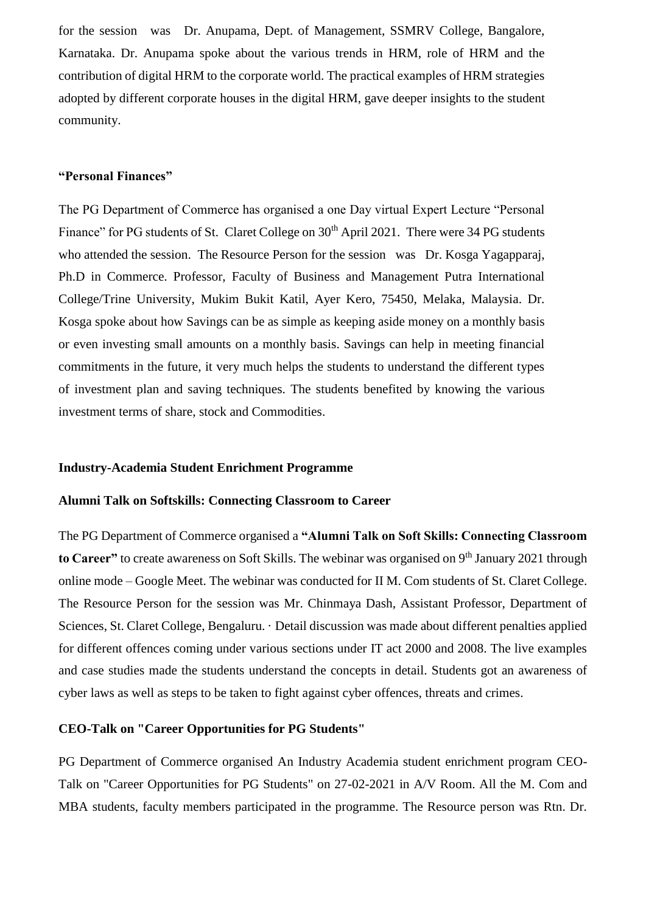for the session was Dr. Anupama, Dept. of Management, SSMRV College, Bangalore, Karnataka. Dr. Anupama spoke about the various trends in HRM, role of HRM and the contribution of digital HRM to the corporate world. The practical examples of HRM strategies adopted by different corporate houses in the digital HRM, gave deeper insights to the student community.

**"Personal Finances"**

The PG Department of Commerce has organised a one Day virtual Expert Lecture "Personal Finance" for PG students of St. Claret College on 30th April 2021. There were 34 PG students who attended the session. The Resource Person for the session was Dr. Kosga Yagapparaj, Ph.D in Commerce. Professor, Faculty of Business and Management Putra International College/Trine University, Mukim Bukit Katil, Ayer Kero, 75450, Melaka, Malaysia. Dr. Kosga spoke about how Savings can be as simple as keeping aside money on a monthly basis or even investing small amounts on a monthly basis. Savings can help in meeting financial commitments in the future, it very much helps the students to understand the different types of investment plan and saving techniques. The students benefited by knowing the various investment terms of share, stock and Commodities.

**Industry-Academia Student Enrichment Programme**

**Alumni Talk on Softskills: Connecting Classroom to Career**

The PG Department of Commerce organised a **"Alumni Talk on Soft Skills: Connecting Classroom to Career"** to create awareness on Soft Skills. The webinar was organised on 9th January 2021 through online mode – Google Meet. The webinar was conducted for II M. Com students of St. Claret College. The Resource Person for the session was Mr. Chinmaya Dash, Assistant Professor, Department of Sciences, St. Claret College, Bengaluru. · Detail discussion was made about different penalties applied for different offences coming under various sections under IT act 2000 and 2008. The live examples and case studies made the students understand the concepts in detail. Students got an awareness of cyber laws as well as steps to be taken to fight against cyber offences, threats and crimes.

**CEO-Talk on "Career Opportunities for PG Students"**

PG Department of Commerce organised An Industry Academia student enrichment program CEO-Talk on "Career Opportunities for PG Students" on 27-02-2021 in A/V Room. All the M. Com and MBA students, faculty members participated in the programme. The Resource person was Rtn. Dr.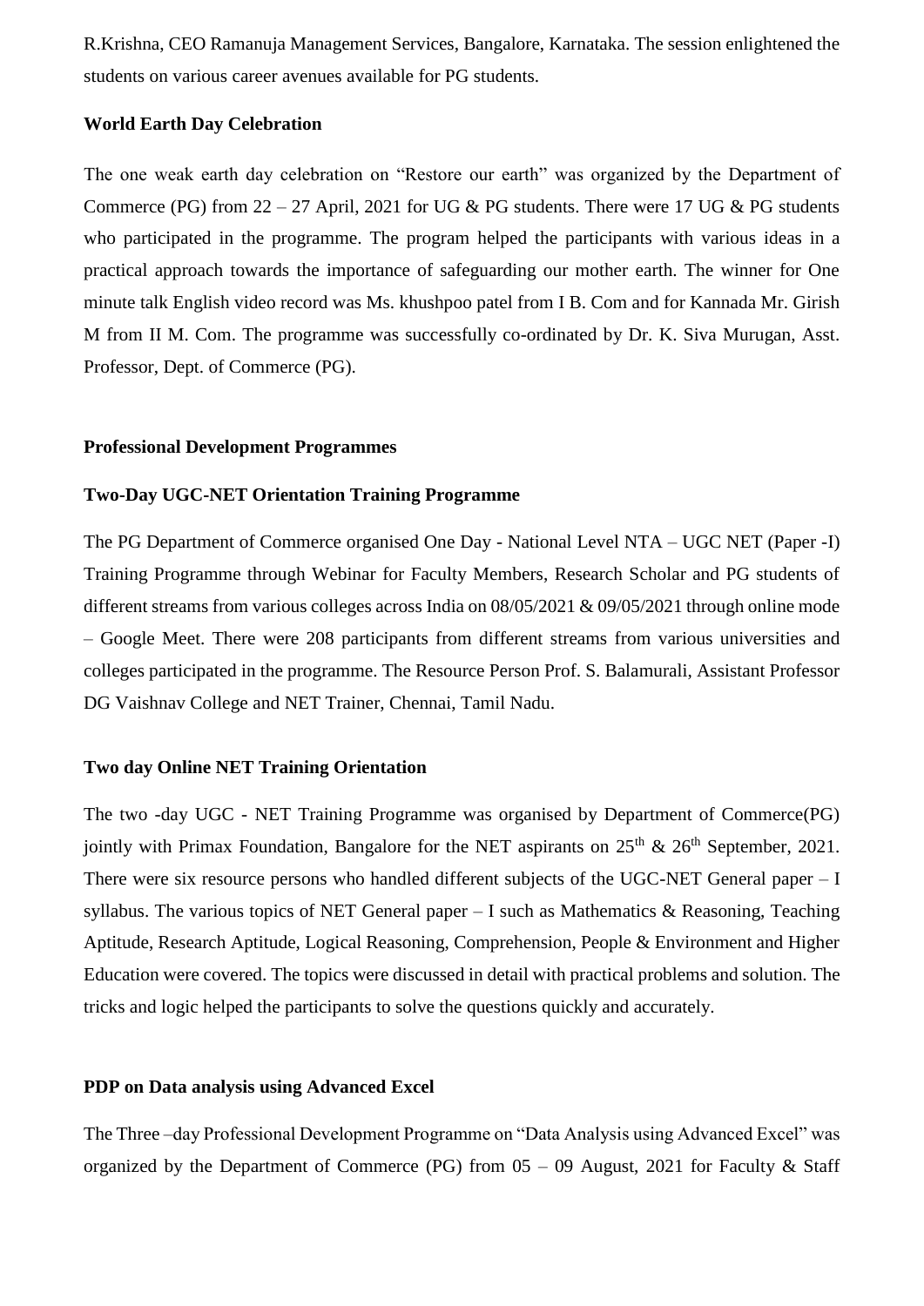R.Krishna, CEO Ramanuja Management Services, Bangalore, Karnataka. The session enlightened the students on various career avenues available for PG students.

**World Earth Day Celebration**

The one weak earth day celebration on "Restore our earth" was organized by the Department of Commerce (PG) from 22 – 27 April, 2021 for UG & PG students. There were 17 UG & PG students who participated in the programme. The program helped the participants with various ideas in a practical approach towards the importance of safeguarding our mother earth. The winner for One minute talk English video record was Ms. khushpoo patel from I B. Com and for Kannada Mr. Girish M from II M. Com. The programme was successfully co-ordinated by Dr. K. Siva Murugan, Asst. Professor, Dept. of Commerce (PG).

**Professional Development Programmes**

**Two-Day UGC-NET Orientation Training Programme**

The PG Department of Commerce organised One Day - National Level NTA – UGC NET (Paper -I) Training Programme through Webinar for Faculty Members, Research Scholar and PG students of different streams from various colleges across India on 08/05/2021 & 09/05/2021 through online mode – Google Meet. There were 208 participants from different streams from various universities and colleges participated in the programme. The Resource Person Prof. S. Balamurali, Assistant Professor DG Vaishnav College and NET Trainer, Chennai, Tamil Nadu.

**Two day Online NET Training Orientation**

The two -day UGC - NET Training Programme was organised by Department of Commerce(PG) jointly with Primax Foundation, Bangalore for the NET aspirants on 25th & 26th September, 2021. There were six resource persons who handled different subjects of the UGC-NET General paper – I syllabus. The various topics of NET General paper – I such as Mathematics & Reasoning, Teaching Aptitude, Research Aptitude, Logical Reasoning, Comprehension, People & Environment and Higher Education were covered. The topics were discussed in detail with practical problems and solution. The tricks and logic helped the participants to solve the questions quickly and accurately.

**PDP on Data analysis using Advanced Excel**

The Three –day Professional Development Programme on "Data Analysis using Advanced Excel" was organized by the Department of Commerce (PG) from 05 – 09 August, 2021 for Faculty & Staff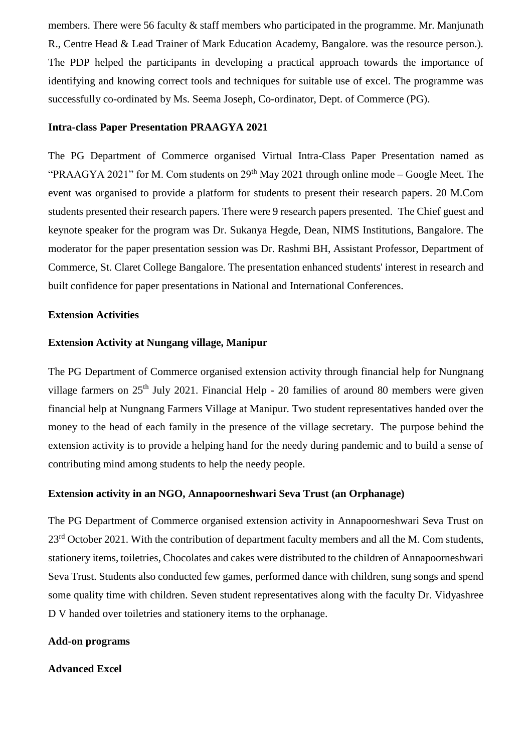members. There were 56 faculty & staff members who participated in the programme. Mr. Manjunath R., Centre Head & Lead Trainer of Mark Education Academy, Bangalore. was the resource person.). The PDP helped the participants in developing a practical approach towards the importance of identifying and knowing correct tools and techniques for suitable use of excel. The programme was successfully co-ordinated by Ms. Seema Joseph, Co-ordinator, Dept. of Commerce (PG).

**Intra-class Paper Presentation PRAAGYA 2021**

The PG Department of Commerce organised Virtual Intra-Class Paper Presentation named as "PRAAGYA 2021" for M. Com students on 29th May 2021 through online mode – Google Meet. The event was organised to provide a platform for students to present their research papers. 20 M.Com students presented their research papers. There were 9 research papers presented. The Chief guest and keynote speaker for the program was Dr. Sukanya Hegde, Dean, NIMS Institutions, Bangalore. The moderator for the paper presentation session was Dr. Rashmi BH, Assistant Professor, Department of Commerce, St. Claret College Bangalore. The presentation enhanced students' interest in research and built confidence for paper presentations in National and International Conferences.

**Extension Activities**

**Extension Activity at Nungang village, Manipur**

The PG Department of Commerce organised extension activity through financial help for Nungnang village farmers on 25th July 2021. Financial Help - 20 families of around 80 members were given financial help at Nungnang Farmers Village at Manipur. Two student representatives handed over the money to the head of each family in the presence of the village secretary. The purpose behind the extension activity is to provide a helping hand for the needy during pandemic and to build a sense of contributing mind among students to help the needy people.

**Extension activity in an NGO, Annapoorneshwari Seva Trust (an Orphanage)**

The PG Department of Commerce organised extension activity in Annapoorneshwari Seva Trust on 23rd October 2021. With the contribution of department faculty members and all the M. Com students, stationery items, toiletries, Chocolates and cakes were distributed to the children of Annapoorneshwari Seva Trust. Students also conducted few games, performed dance with children, sung songs and spend some quality time with children. Seven student representatives along with the faculty Dr. Vidyashree D V handed over toiletries and stationery items to the orphanage.

**Add-on programs**

**Advanced Excel**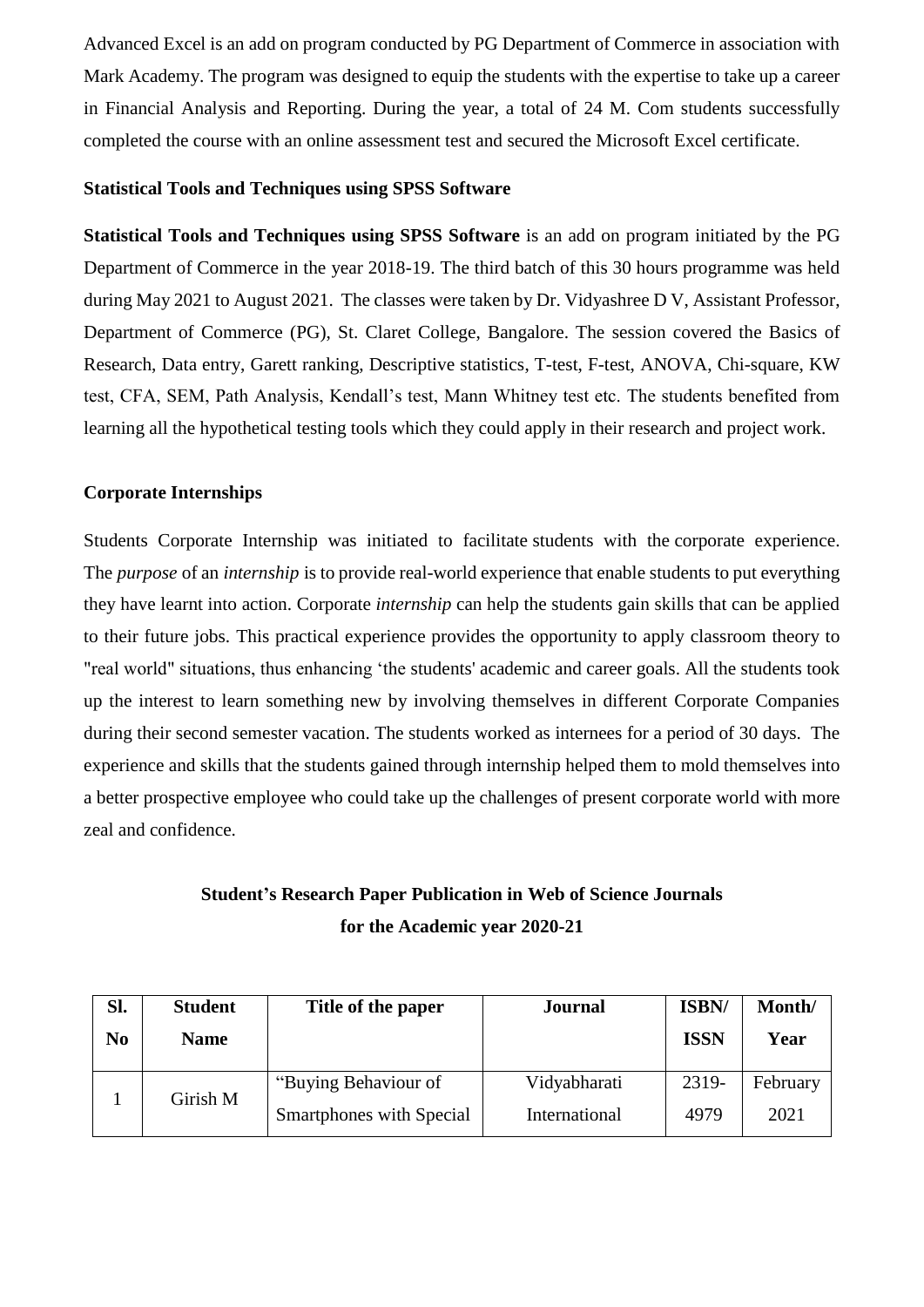Advanced Excel is an add on program conducted by PG Department of Commerce in association with Mark Academy. The program was designed to equip the students with the expertise to take up a career in Financial Analysis and Reporting. During the year, a total of 24 M. Com students successfully completed the course with an online assessment test and secured the Microsoft Excel certificate.

**Statistical Tools and Techniques using SPSS Software**

**Statistical Tools and Techniques using SPSS Software** is an add on program initiated by the PG Department of Commerce in the year 2018-19. The third batch of this 30 hours programme was held during May 2021 to August 2021. The classes were taken by Dr. Vidyashree D V, Assistant Professor, Department of Commerce (PG), St. Claret College, Bangalore. The session covered the Basics of Research, Data entry, Garett ranking, Descriptive statistics, T-test, F-test, ANOVA, Chi-square, KW test, CFA, SEM, Path Analysis, Kendall's test, Mann Whitney test etc. The students benefited from learning all the hypothetical testing tools which they could apply in their research and project work.

**Corporate Internships**

Students Corporate Internship was initiated to facilitate students with the corporate experience. The *purpose* of an *internship* is to provide real-world experience that enable students to put everything they have learnt into action. Corporate *internship* can help the students gain skills that can be applied to their future jobs. This practical experience provides the opportunity to apply classroom theory to "real world" situations, thus enhancing 'the students' academic and career goals. All the students took up the interest to learn something new by involving themselves in different Corporate Companies during their second semester vacation. The students worked as internees for a period of 30 days. The experience and skills that the students gained through internship helped them to mold themselves into a better prospective employee who could take up the challenges of present corporate world with more zeal and confidence.

**Student's Research Paper Publication in Web of Science Journals for the Academic year 2020-21**

| Sl. No | Student Name | Title of the paper | Journal | ISBN/ ISSN | Month/ Year |
|---|---|---|---|---|---|
| 1 | Girish M | "Buying Behaviour of Smartphones with Special | Vidyabharati International | 2319-4979 | February 2021 |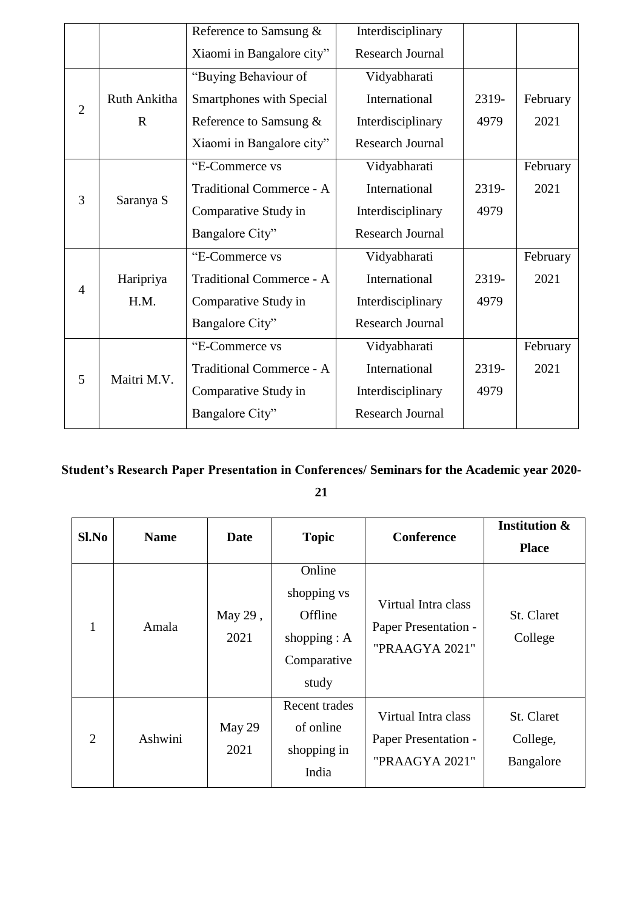| | | Reference to Samsung & Xiaomi in Bangalore city" | Interdisciplinary Research Journal | | |
|---|---|---|---|---|---|
| 2 | Ruth Ankitha R | "Buying Behaviour of Smartphones with Special Reference to Samsung & Xiaomi in Bangalore city" | Vidyabharati International Interdisciplinary Research Journal | 2319-4979 | February 2021 |
| 3 | Saranya S | "E-Commerce vs Traditional Commerce - A Comparative Study in Bangalore City" | Vidyabharati International Interdisciplinary Research Journal | 2319-4979 | February 2021 |
| 4 | Haripriya H.M. | "E-Commerce vs Traditional Commerce - A Comparative Study in Bangalore City" | Vidyabharati International Interdisciplinary Research Journal | 2319-4979 | February 2021 |
| 5 | Maitri M.V. | "E-Commerce vs Traditional Commerce - A Comparative Study in Bangalore City" | Vidyabharati International Interdisciplinary Research Journal | 2319-4979 | February 2021 |

**Student's Research Paper Presentation in Conferences/ Seminars for the Academic year 2020-21**

| Sl.No | Name | Date | Topic | Conference | Institution & Place |
|---|---|---|---|---|---|
| 1 | Amala | May 29 , 2021 | Online shopping vs Offline shopping : A Comparative study | Virtual Intra class Paper Presentation - "PRAAGYA 2021" | St. Claret College |
| 2 | Ashwini | May 29 2021 | Recent trades of online shopping in India | Virtual Intra class Paper Presentation - "PRAAGYA 2021" | St. Claret College, Bangalore |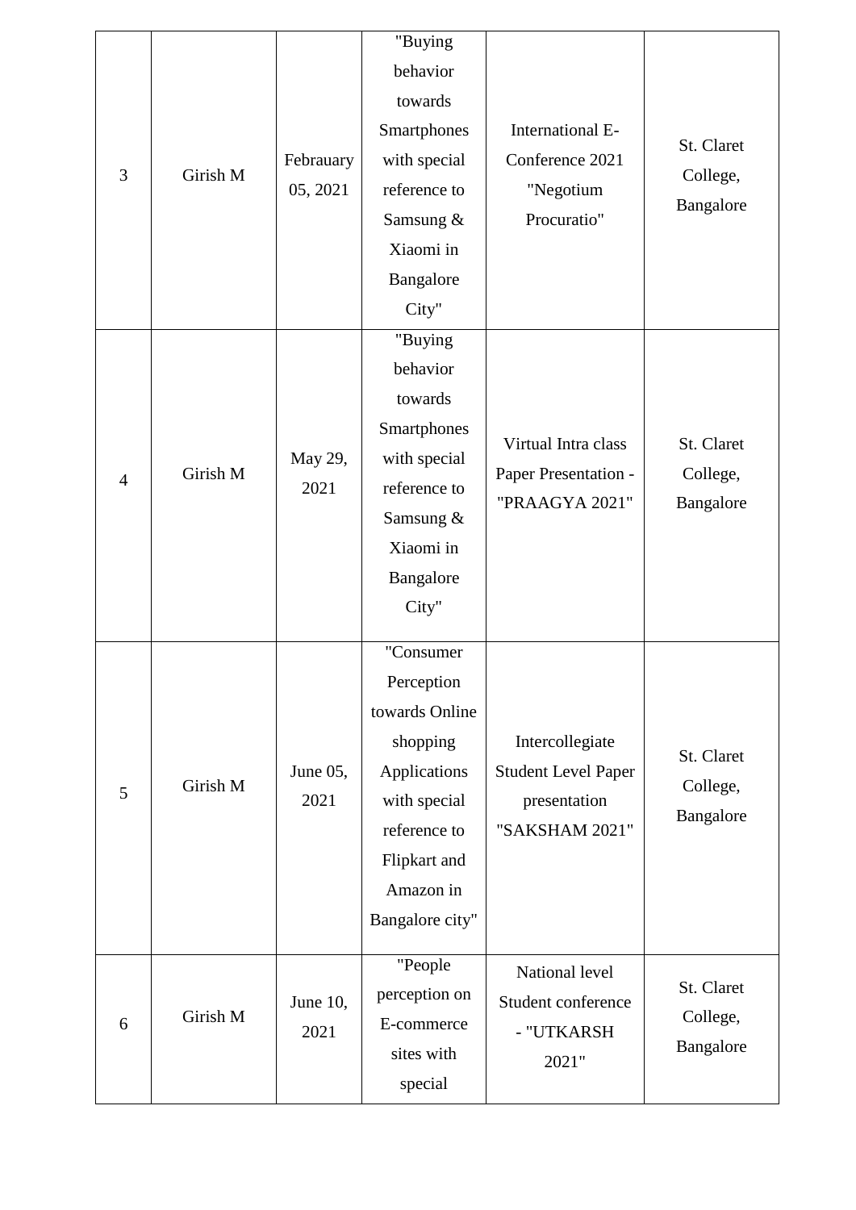| 3 | Girish M | Febrauary 05, 2021 | "Buying behavior towards Smartphones with special reference to Samsung & Xiaomi in Bangalore City" | International E-Conference 2021 "Negotium Procuratio" | St. Claret College, Bangalore |
|---|---|---|---|---|---|
| 4 | Girish M | May 29, 2021 | "Buying behavior towards Smartphones with special reference to Samsung & Xiaomi in Bangalore City" | Virtual Intra class Paper Presentation - "PRAAGYA 2021" | St. Claret College, Bangalore |
| 5 | Girish M | June 05, 2021 | "Consumer Perception towards Online shopping Applications with special reference to Flipkart and Amazon in Bangalore city" | Intercollegiate Student Level Paper presentation "SAKSHAM 2021" | St. Claret College, Bangalore |
| 6 | Girish M | June 10, 2021 | "People perception on E-commerce sites with special | National level Student conference - "UTKARSH 2021" | St. Claret College, Bangalore |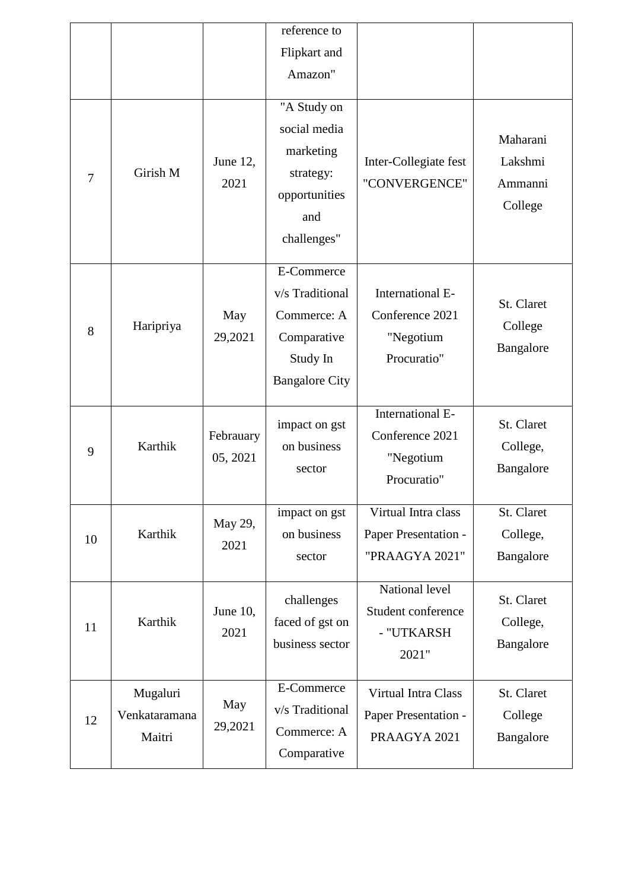| | | | reference to Flipkart and Amazon" | | |
|---|---|---|---|---|---|
| 7 | Girish M | June 12, 2021 | "A Study on social media marketing strategy: opportunities and challenges" | Inter-Collegiate fest "CONVERGENCE" | Maharani Lakshmi Ammanni College |
| 8 | Haripriya | May 29,2021 | E-Commerce v/s Traditional Commerce: A Comparative Study In Bangalore City | International E-Conference 2021 "Negotium Procuratio" | St. Claret College Bangalore |
| 9 | Karthik | Febrauary 05, 2021 | impact on gst on business sector | International E-Conference 2021 "Negotium Procuratio" | St. Claret College, Bangalore |
| 10 | Karthik | May 29, 2021 | impact on gst on business sector | Virtual Intra class Paper Presentation - "PRAAGYA 2021" | St. Claret College, Bangalore |
| 11 | Karthik | June 10, 2021 | challenges faced of gst on business sector | National level Student conference - "UTKARSH 2021" | St. Claret College, Bangalore |
| 12 | Mugaluri Venkataramana Maitri | May 29,2021 | E-Commerce v/s Traditional Commerce: A Comparative | Virtual Intra Class Paper Presentation - PRAAGYA 2021 | St. Claret College Bangalore |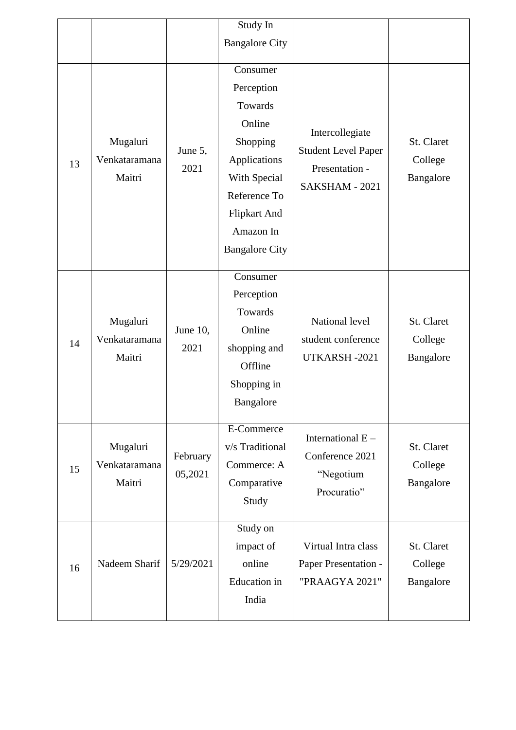| | | | Study In Bangalore City | | |
|---|---|---|---|---|---|
| 13 | Mugaluri Venkataramana Maitri | June 5, 2021 | Consumer Perception Towards Online Shopping Applications With Special Reference To Flipkart And Amazon In Bangalore City | Intercollegiate Student Level Paper Presentation - SAKSHAM - 2021 | St. Claret College Bangalore |
| 14 | Mugaluri Venkataramana Maitri | June 10, 2021 | Consumer Perception Towards Online shopping and Offline Shopping in Bangalore | National level student conference UTKARSH -2021 | St. Claret College Bangalore |
| 15 | Mugaluri Venkataramana Maitri | February 05,2021 | E-Commerce v/s Traditional Commerce: A Comparative Study | International E – Conference 2021 "Negotium Procuratio" | St. Claret College Bangalore |
| 16 | Nadeem Sharif | 5/29/2021 | Study on impact of online Education in India | Virtual Intra class Paper Presentation - "PRAAGYA 2021" | St. Claret College Bangalore |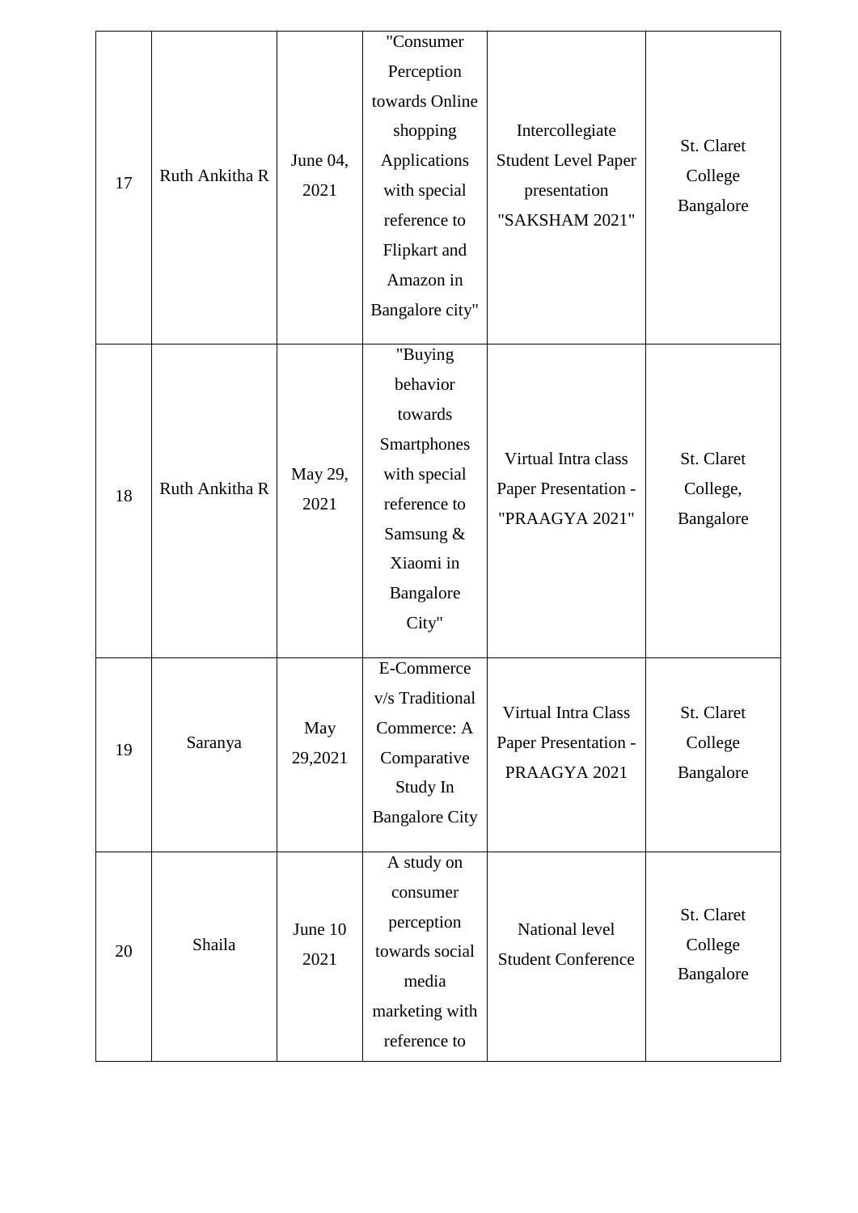| 17 | Ruth Ankitha R | June 04, 2021 | "Consumer Perception towards Online shopping Applications with special reference to Flipkart and Amazon in Bangalore city" | Intercollegiate Student Level Paper presentation "SAKSHAM 2021" | St. Claret College Bangalore |
|---|---|---|---|---|---|
| 18 | Ruth Ankitha R | May 29, 2021 | "Buying behavior towards Smartphones with special reference to Samsung & Xiaomi in Bangalore City" | Virtual Intra class Paper Presentation - "PRAAGYA 2021" | St. Claret College, Bangalore |
| 19 | Saranya | May 29,2021 | E-Commerce v/s Traditional Commerce: A Comparative Study In Bangalore City | Virtual Intra Class Paper Presentation - PRAAGYA 2021 | St. Claret College Bangalore |
| 20 | Shaila | June 10 2021 | A study on consumer perception towards social media marketing with reference to | National level Student Conference | St. Claret College Bangalore |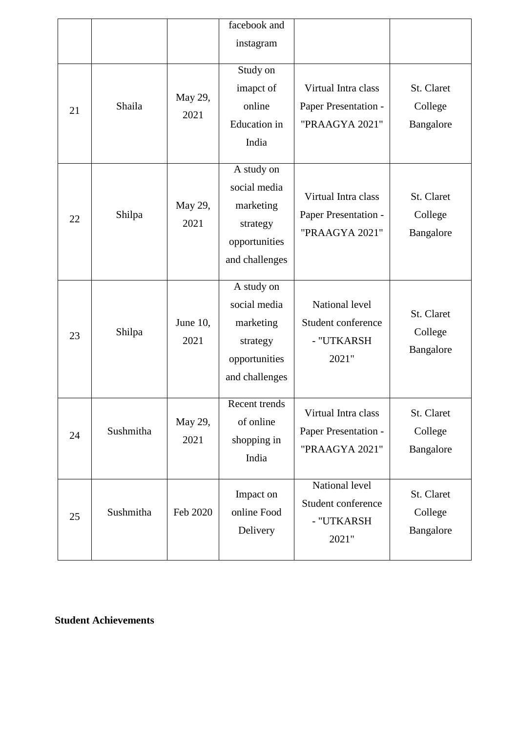| | | | facebook and instagram | | |
|---|---|---|---|---|---|
| 21 | Shaila | May 29, 2021 | Study on imapct of online Education in India | Virtual Intra class Paper Presentation - "PRAAGYA 2021" | St. Claret College Bangalore |
| 22 | Shilpa | May 29, 2021 | A study on social media marketing strategy opportunities and challenges | Virtual Intra class Paper Presentation - "PRAAGYA 2021" | St. Claret College Bangalore |
| 23 | Shilpa | June 10, 2021 | A study on social media marketing strategy opportunities and challenges | National level Student conference - "UTKARSH 2021" | St. Claret College Bangalore |
| 24 | Sushmitha | May 29, 2021 | Recent trends of online shopping in India | Virtual Intra class Paper Presentation - "PRAAGYA 2021" | St. Claret College Bangalore |
| 25 | Sushmitha | Feb 2020 | Impact on online Food Delivery | National level Student conference - "UTKARSH 2021" | St. Claret College Bangalore |

**Student Achievements**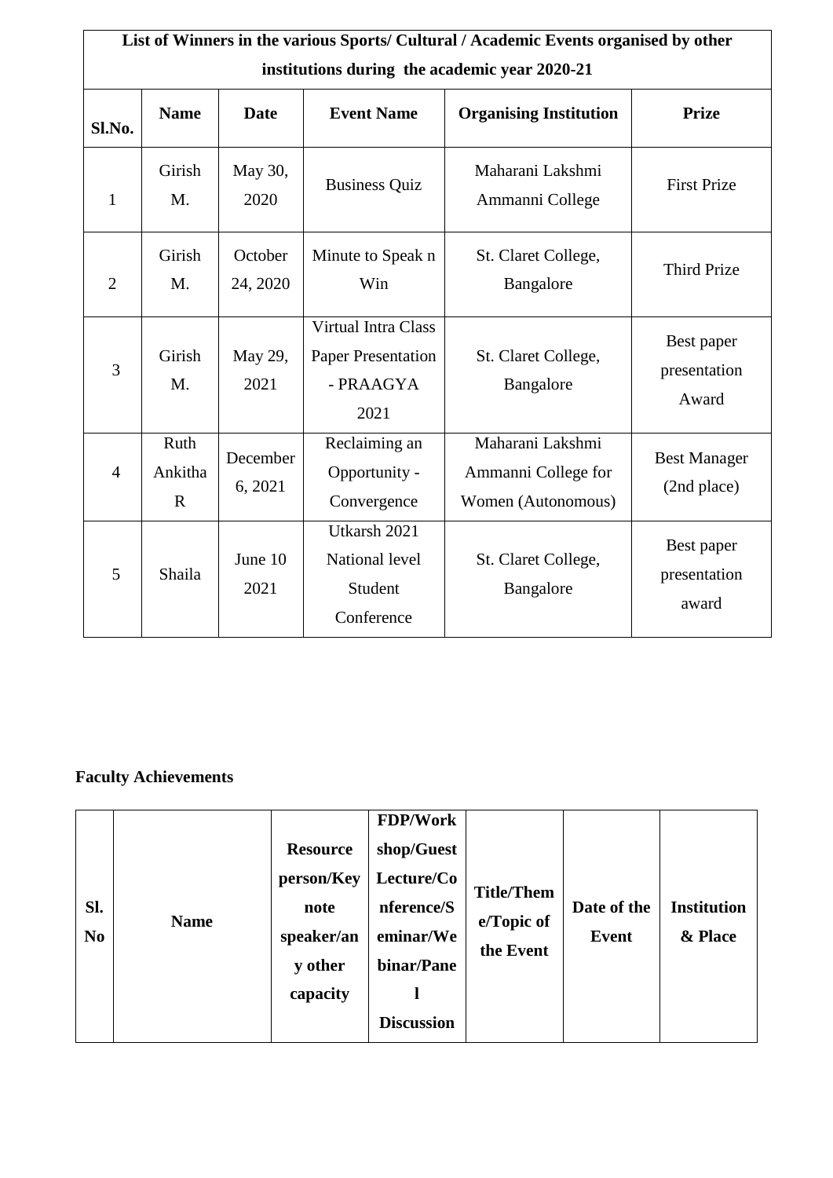| List of Winners in the various Sports/ Cultural / Academic Events organised by other institutions during the academic year 2020-21 | | | | | |
|---|---|---|---|---|---|
| **Sl.No.** | **Name** | **Date** | **Event Name** | **Organising Institution** | **Prize** |
| 1 | Girish M. | May 30, 2020 | Business Quiz | Maharani Lakshmi Ammanni College | First Prize |
| 2 | Girish M. | October 24, 2020 | Minute to Speak n Win | St. Claret College, Bangalore | Third Prize |
| 3 | Girish M. | May 29, 2021 | Virtual Intra Class Paper Presentation - PRAAGYA 2021 | St. Claret College, Bangalore | Best paper presentation Award |
| 4 | Ruth Ankitha R | December 6, 2021 | Reclaiming an Opportunity - Convergence | Maharani Lakshmi Ammanni College for Women (Autonomous) | Best Manager (2nd place) |
| 5 | Shaila | June 10 2021 | Utkarsh 2021 National level Student Conference | St. Claret College, Bangalore | Best paper presentation award |

**Faculty Achievements**

| Sl. No | Name | Resource person/Keynote speaker/any other capacity | FDP/Workshop/Guest Lecture/Conference/Seminar/Webinar/Panel Discussion | Title/Theme/Topic of the Event | Date of the Event | Institution & Place |
|---|---|---|---|---|---|---|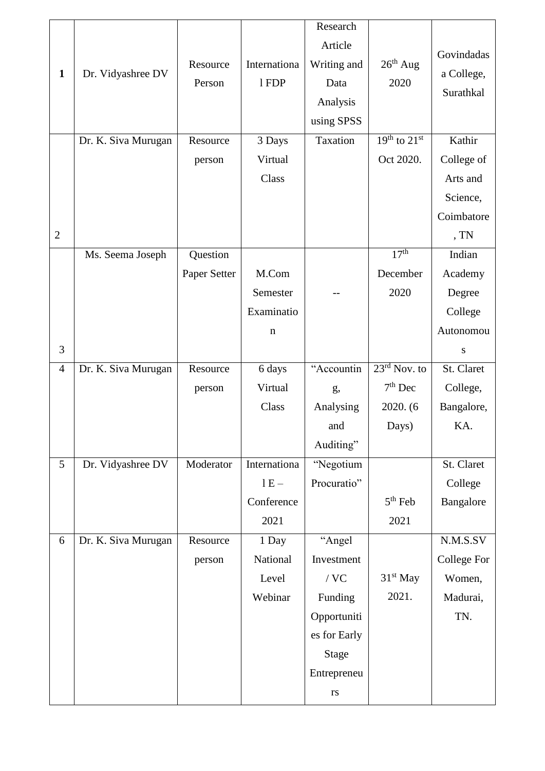| **1** | Dr. Vidyashree DV | Resource Person | International FDP | Research Article Writing and Data Analysis using SPSS | 26th Aug 2020 | Govindadasa College, Surathkal |
|---|---|---|---|---|---|---|
| 2 | Dr. K. Siva Murugan | Resource person | 3 Days Virtual Class | Taxation | 19th to 21st Oct 2020. | Kathir College of Arts and Science, Coimbatore, TN |
| 3 | Ms. Seema Joseph | Question Paper Setter | M.Com Semester Examination | -- | 17th December 2020 | Indian Academy Degree College Autonomous |
| 4 | Dr. K. Siva Murugan | Resource person | 6 days Virtual Class | "Accounting, Analysing and Auditing" | 23rd Nov. to 7th Dec 2020. (6 Days) | St. Claret College, Bangalore, KA. |
| 5 | Dr. Vidyashree DV | Moderator | International E – Conference 2021 | "Negotium Procuratio" | 5th Feb 2021 | St. Claret College Bangalore |
| 6 | Dr. K. Siva Murugan | Resource person | 1 Day National Level Webinar | "Angel Investment / VC Funding Opportunities for Early Stage Entrepreneurs | 31st May 2021. | N.M.S.SV College For Women, Madurai, TN. |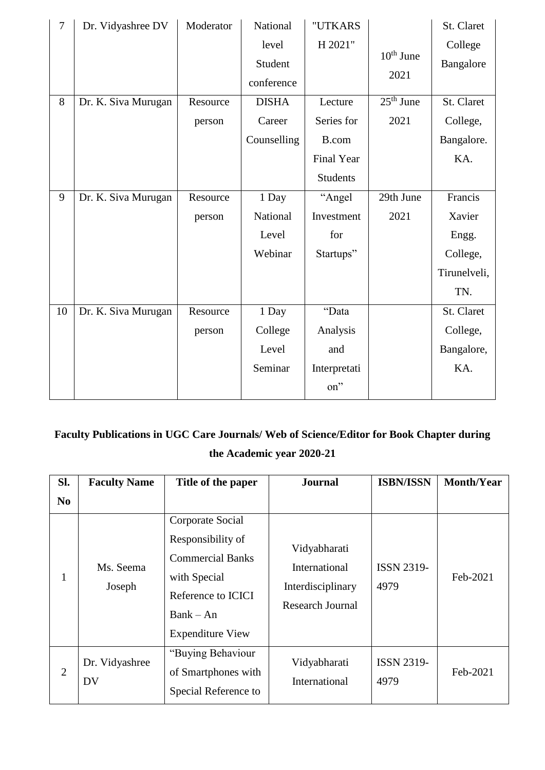| 7 | Dr. Vidyashree DV | Moderator | National level Student conference | "UTKARSH 2021" | 10th June 2021 | St. Claret College Bangalore |
|---|---|---|---|---|---|---|
| 8 | Dr. K. Siva Murugan | Resource person | DISHA Career Counselling | Lecture Series for B.com Final Year Students | 25th June 2021 | St. Claret College, Bangalore. KA. |
| 9 | Dr. K. Siva Murugan | Resource person | 1 Day National Level Webinar | "Angel Investment for Startups" | 29th June 2021 | Francis Xavier Engg. College, Tirunelveli, TN. |
| 10 | Dr. K. Siva Murugan | Resource person | 1 Day College Level Seminar | "Data Analysis and Interpretation" | | St. Claret College, Bangalore, KA. |

**Faculty Publications in UGC Care Journals/ Web of Science/Editor for Book Chapter during the Academic year 2020-21**

| Sl. No | Faculty Name | Title of the paper | Journal | ISBN/ISSN | Month/Year |
|---|---|---|---|---|---|
| 1 | Ms. Seema Joseph | Corporate Social Responsibility of Commercial Banks with Special Reference to ICICI Bank – An Expenditure View | Vidyabharati International Interdisciplinary Research Journal | ISSN 2319-4979 | Feb-2021 |
| 2 | Dr. Vidyashree DV | "Buying Behaviour of Smartphones with Special Reference to | Vidyabharati International | ISSN 2319-4979 | Feb-2021 |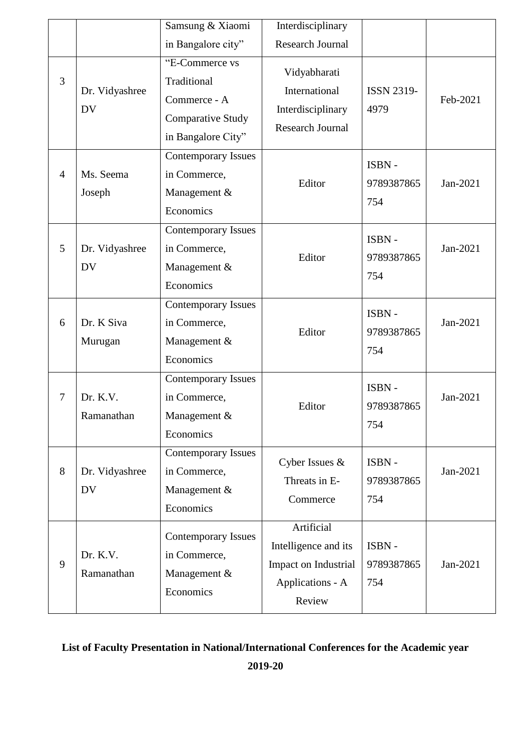| | | Samsung & Xiaomi in Bangalore city” | Interdisciplinary Research Journal | | |
|---|---|---|---|---|---|
| 3 | Dr. Vidyashree DV | “E-Commerce vs Traditional Commerce - A Comparative Study in Bangalore City” | Vidyabharati International Interdisciplinary Research Journal | ISSN 2319-4979 | Feb-2021 |
| 4 | Ms. Seema Joseph | Contemporary Issues in Commerce, Management & Economics | Editor | ISBN - 9789387865754 | Jan-2021 |
| 5 | Dr. Vidyashree DV | Contemporary Issues in Commerce, Management & Economics | Editor | ISBN - 9789387865754 | Jan-2021 |
| 6 | Dr. K Siva Murugan | Contemporary Issues in Commerce, Management & Economics | Editor | ISBN - 9789387865754 | Jan-2021 |
| 7 | Dr. K.V. Ramanathan | Contemporary Issues in Commerce, Management & Economics | Editor | ISBN - 9789387865754 | Jan-2021 |
| 8 | Dr. Vidyashree DV | Contemporary Issues in Commerce, Management & Economics | Cyber Issues & Threats in E-Commerce | ISBN - 9789387865754 | Jan-2021 |
| 9 | Dr. K.V. Ramanathan | Contemporary Issues in Commerce, Management & Economics | Artificial Intelligence and its Impact on Industrial Applications - A Review | ISBN - 9789387865754 | Jan-2021 |

**List of Faculty Presentation in National/International Conferences for the Academic year 2019-20**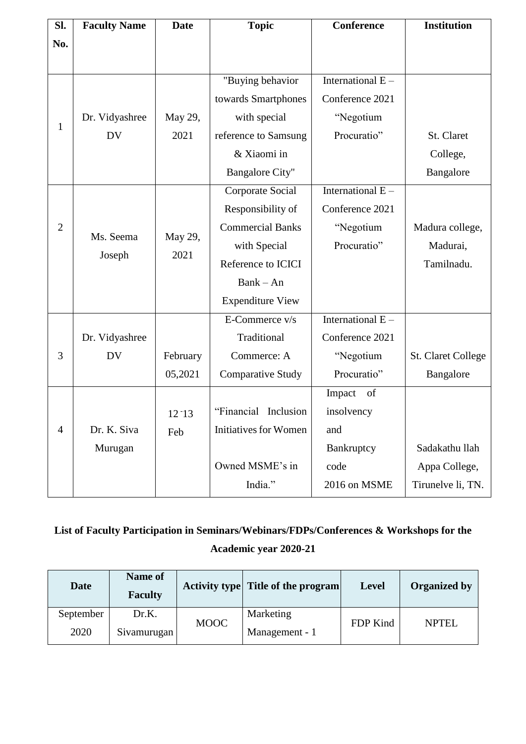| Sl. No. | Faculty Name | Date | Topic | Conference | Institution |
|---|---|---|---|---|---|
| 1 | Dr. Vidyashree DV | May 29, 2021 | "Buying behavior towards Smartphones with special reference to Samsung & Xiaomi in Bangalore City" | International E – Conference 2021 "Negotium Procuratio" | St. Claret College, Bangalore |
| 2 | Ms. Seema Joseph | May 29, 2021 | Corporate Social Responsibility of Commercial Banks with Special Reference to ICICI Bank – An Expenditure View | International E – Conference 2021 "Negotium Procuratio" | Madura college, Madurai, Tamilnadu. |
| 3 | Dr. Vidyashree DV | February 05,2021 | E-Commerce v/s Traditional Commerce: A Comparative Study | International E – Conference 2021 "Negotium Procuratio" | St. Claret College Bangalore |
| 4 | Dr. K. Siva Murugan | 12 -13 Feb | "Financial Inclusion Initiatives for Women Owned MSME's in India." | Impact of insolvency and Bankruptcy code 2016 on MSME | Sadakathu llah Appa College, Tirunelve li, TN. |

**List of Faculty Participation in Seminars/Webinars/FDPs/Conferences & Workshops for the Academic year 2020-21**

| Date | Name of Faculty | Activity type | Title of the program | Level | Organized by |
|---|---|---|---|---|---|
| September 2020 | Dr.K. Sivamurugan | MOOC | Marketing Management - 1 | FDP Kind | NPTEL |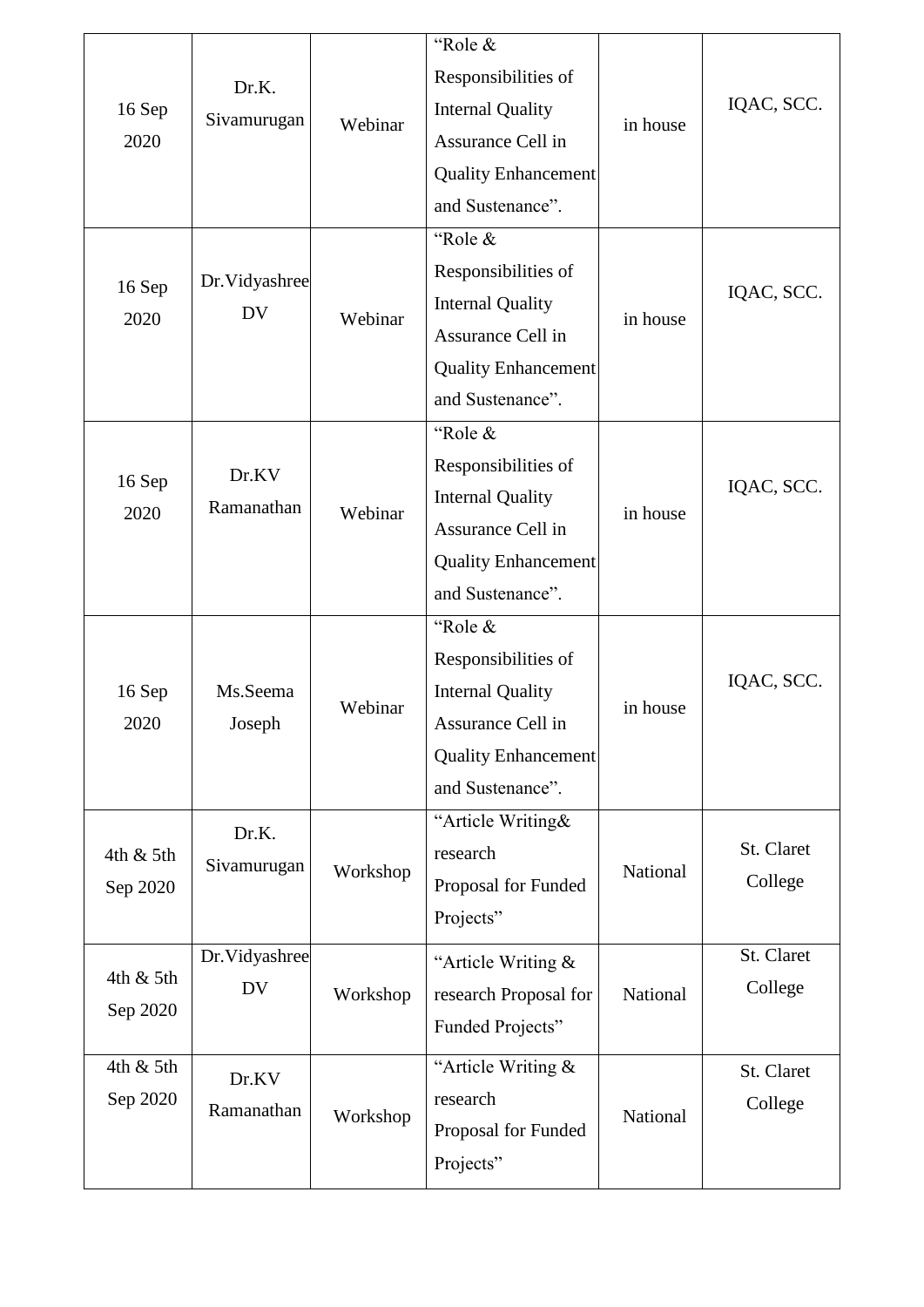| 16 Sep 2020 | Dr.K. Sivamurugan | Webinar | "Role & Responsibilities of Internal Quality Assurance Cell in Quality Enhancement and Sustenance". | in house | IQAC, SCC. |
|---|---|---|---|---|---|
| 16 Sep 2020 | Dr.Vidyashree DV | Webinar | "Role & Responsibilities of Internal Quality Assurance Cell in Quality Enhancement and Sustenance". | in house | IQAC, SCC. |
| 16 Sep 2020 | Dr.KV Ramanathan | Webinar | "Role & Responsibilities of Internal Quality Assurance Cell in Quality Enhancement and Sustenance". | in house | IQAC, SCC. |
| 16 Sep 2020 | Ms.Seema Joseph | Webinar | "Role & Responsibilities of Internal Quality Assurance Cell in Quality Enhancement and Sustenance". | in house | IQAC, SCC. |
| 4th & 5th Sep 2020 | Dr.K. Sivamurugan | Workshop | "Article Writing& research Proposal for Funded Projects" | National | St. Claret College |
| 4th & 5th Sep 2020 | Dr.Vidyashree DV | Workshop | "Article Writing & research Proposal for Funded Projects" | National | St. Claret College |
| 4th & 5th Sep 2020 | Dr.KV Ramanathan | Workshop | "Article Writing & research Proposal for Funded Projects" | National | St. Claret College |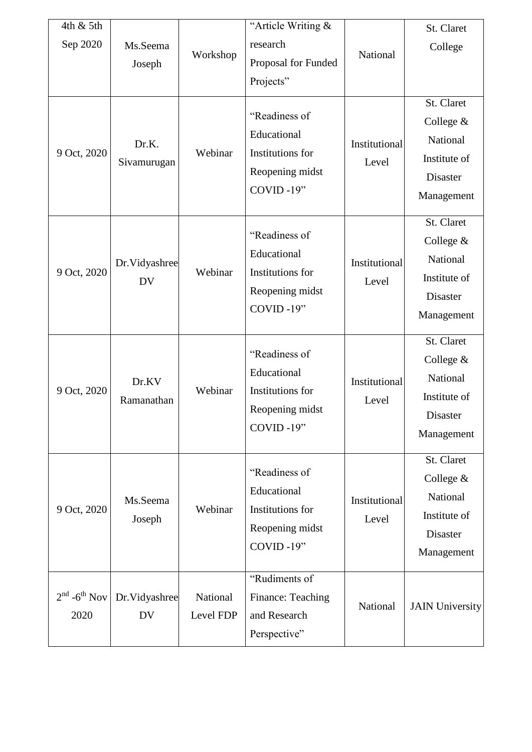| 4th & 5th Sep 2020 | Ms.Seema Joseph | Workshop | "Article Writing & research Proposal for Funded Projects" | National | St. Claret College |
|---|---|---|---|---|---|
| 9 Oct, 2020 | Dr.K. Sivamurugan | Webinar | "Readiness of Educational Institutions for Reopening midst COVID -19" | Institutional Level | St. Claret College & National Institute of Disaster Management |
| 9 Oct, 2020 | Dr.Vidyashree DV | Webinar | "Readiness of Educational Institutions for Reopening midst COVID -19" | Institutional Level | St. Claret College & National Institute of Disaster Management |
| 9 Oct, 2020 | Dr.KV Ramanathan | Webinar | "Readiness of Educational Institutions for Reopening midst COVID -19" | Institutional Level | St. Claret College & National Institute of Disaster Management |
| 9 Oct, 2020 | Ms.Seema Joseph | Webinar | "Readiness of Educational Institutions for Reopening midst COVID -19" | Institutional Level | St. Claret College & National Institute of Disaster Management |
| 2nd -6th Nov 2020 | Dr.Vidyashree DV | National Level FDP | "Rudiments of Finance: Teaching and Research Perspective" | National | JAIN University |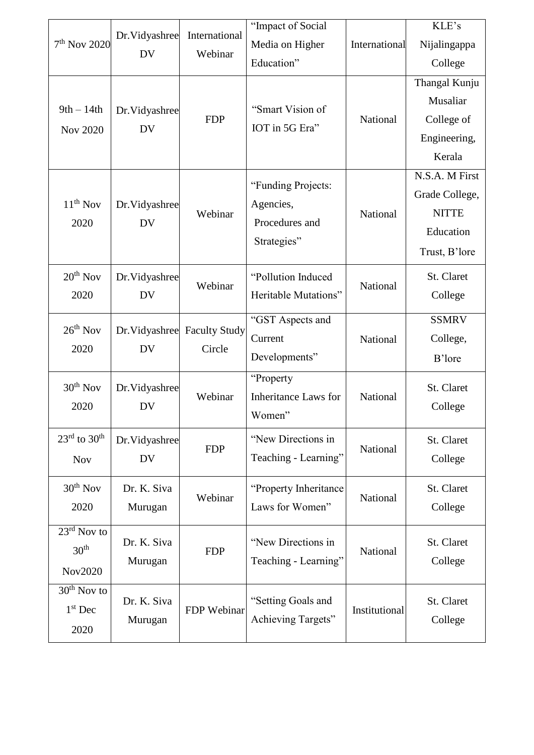| 7th Nov 2020 | Dr.Vidyashree DV | International Webinar | "Impact of Social Media on Higher Education" | International | KLE's Nijalingappa College |
|---|---|---|---|---|---|
| 9th – 14th Nov 2020 | Dr.Vidyashree DV | FDP | "Smart Vision of IOT in 5G Era" | National | Thangal Kunju Musaliar College of Engineering, Kerala |
| 11th Nov 2020 | Dr.Vidyashree DV | Webinar | "Funding Projects: Agencies, Procedures and Strategies" | National | N.S.A. M First Grade College, NITTE Education Trust, B'lore |
| 20th Nov 2020 | Dr.Vidyashree DV | Webinar | "Pollution Induced Heritable Mutations" | National | St. Claret College |
| 26th Nov 2020 | Dr.Vidyashree DV | Faculty Study Circle | "GST Aspects and Current Developments" | National | SSMRV College, B'lore |
| 30th Nov 2020 | Dr.Vidyashree DV | Webinar | "Property Inheritance Laws for Women" | National | St. Claret College |
| 23rd to 30th Nov | Dr.Vidyashree DV | FDP | "New Directions in Teaching - Learning" | National | St. Claret College |
| 30th Nov 2020 | Dr. K. Siva Murugan | Webinar | "Property Inheritance Laws for Women" | National | St. Claret College |
| 23rd Nov to 30th Nov2020 | Dr. K. Siva Murugan | FDP | "New Directions in Teaching - Learning" | National | St. Claret College |
| 30th Nov to 1st Dec 2020 | Dr. K. Siva Murugan | FDP Webinar | "Setting Goals and Achieving Targets" | Institutional | St. Claret College |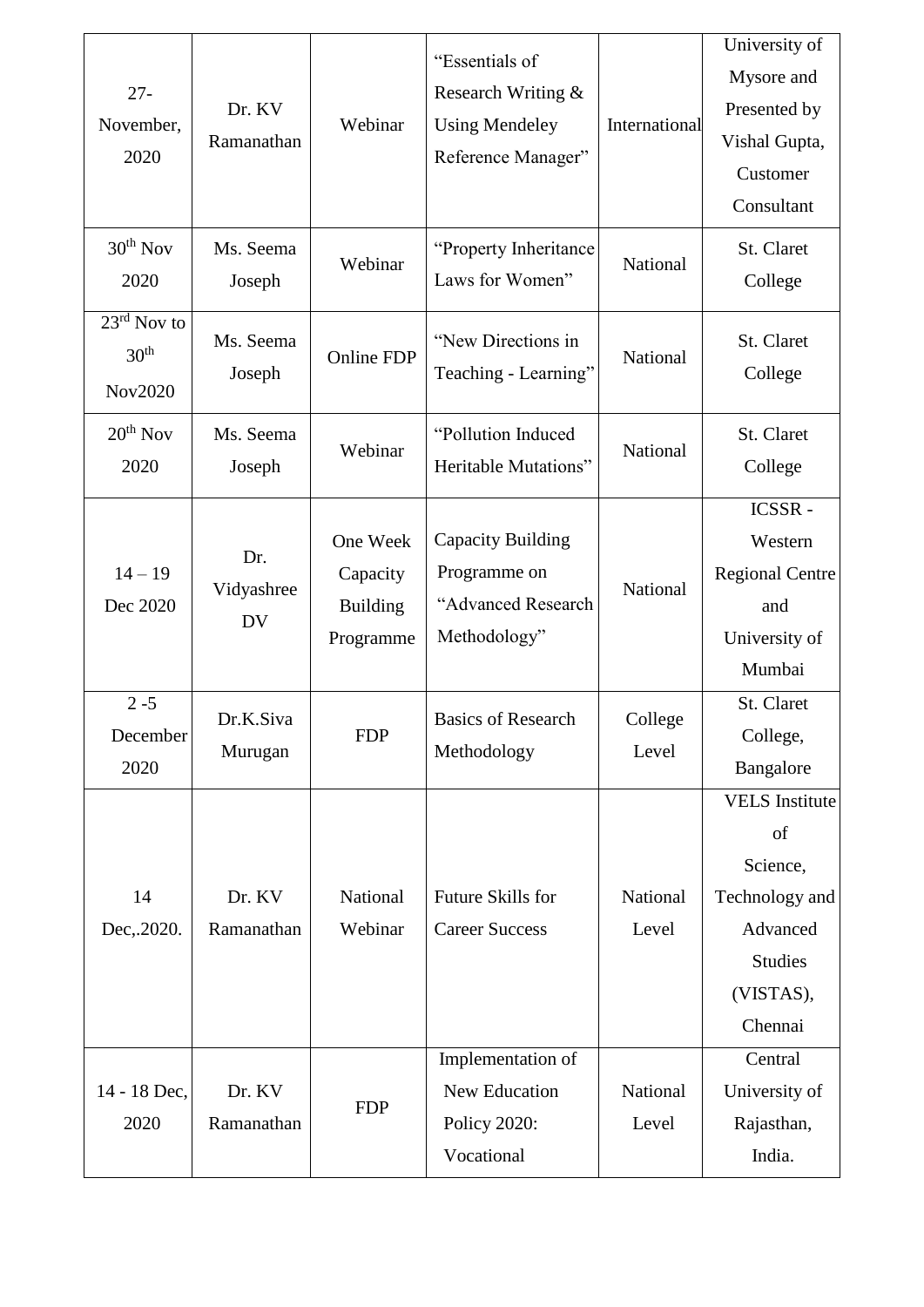| 27-November, 2020 | Dr. KV Ramanathan | Webinar | "Essentials of Research Writing & Using Mendeley Reference Manager" | International | University of Mysore and Presented by Vishal Gupta, Customer Consultant |
|---|---|---|---|---|---|
| 30th Nov 2020 | Ms. Seema Joseph | Webinar | "Property Inheritance Laws for Women" | National | St. Claret College |
| 23rd Nov to 30th Nov2020 | Ms. Seema Joseph | Online FDP | "New Directions in Teaching - Learning" | National | St. Claret College |
| 20th Nov 2020 | Ms. Seema Joseph | Webinar | "Pollution Induced Heritable Mutations" | National | St. Claret College |
| 14 – 19 Dec 2020 | Dr. Vidyashree DV | One Week Capacity Building Programme | Capacity Building Programme on "Advanced Research Methodology" | National | ICSSR - Western Regional Centre and University of Mumbai |
| 2 -5 December 2020 | Dr.K.Siva Murugan | FDP | Basics of Research Methodology | College Level | St. Claret College, Bangalore |
| 14 Dec,.2020. | Dr. KV Ramanathan | National Webinar | Future Skills for Career Success | National Level | VELS Institute of Science, Technology and Advanced Studies (VISTAS), Chennai |
| 14 - 18 Dec, 2020 | Dr. KV Ramanathan | FDP | Implementation of New Education Policy 2020: Vocational | National Level | Central University of Rajasthan, India. |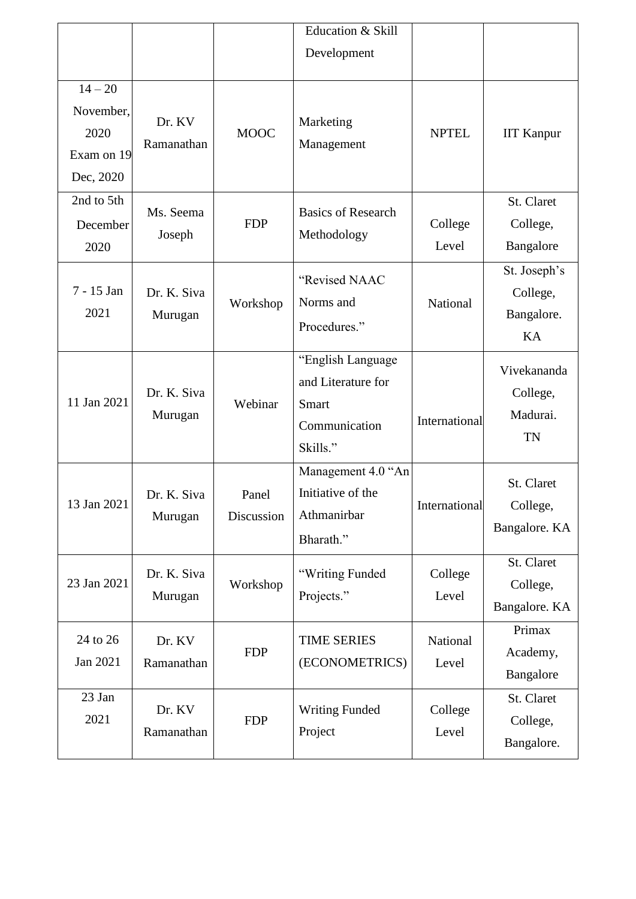| | | | Education & Skill Development | | |
|---|---|---|---|---|---|
| 14 – 20 November, 2020 Exam on 19 Dec, 2020 | Dr. KV Ramanathan | MOOC | Marketing Management | NPTEL | IIT Kanpur |
| 2nd to 5th December 2020 | Ms. Seema Joseph | FDP | Basics of Research Methodology | College Level | St. Claret College, Bangalore |
| 7 - 15 Jan 2021 | Dr. K. Siva Murugan | Workshop | "Revised NAAC Norms and Procedures." | National | St. Joseph's College, Bangalore. KA |
| 11 Jan 2021 | Dr. K. Siva Murugan | Webinar | "English Language and Literature for Smart Communication Skills." | International | Vivekananda College, Madurai. TN |
| 13 Jan 2021 | Dr. K. Siva Murugan | Panel Discussion | Management 4.0 "An Initiative of the Athmanirbar Bharath." | International | St. Claret College, Bangalore. KA |
| 23 Jan 2021 | Dr. K. Siva Murugan | Workshop | "Writing Funded Projects." | College Level | St. Claret College, Bangalore. KA |
| 24 to 26 Jan 2021 | Dr. KV Ramanathan | FDP | TIME SERIES (ECONOMETRICS) | National Level | Primax Academy, Bangalore |
| 23 Jan 2021 | Dr. KV Ramanathan | FDP | Writing Funded Project | College Level | St. Claret College, Bangalore. |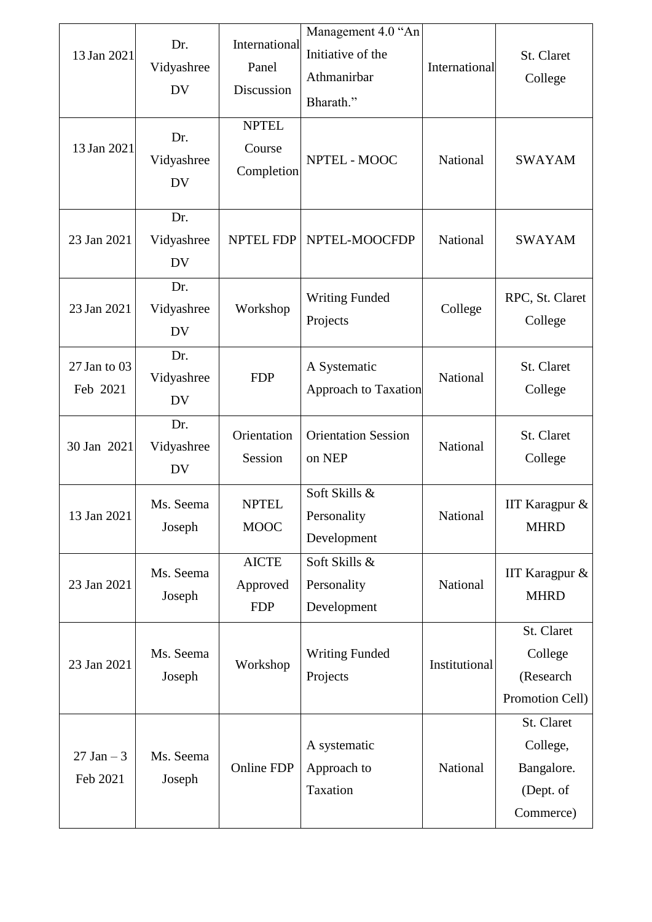| 13 Jan 2021 | Dr. Vidyashree DV | International Panel Discussion | Management 4.0 "An Initiative of the Athmanirbar Bharath." | International | St. Claret College |
|---|---|---|---|---|---|
| 13 Jan 2021 | Dr. Vidyashree DV | NPTEL Course Completion | NPTEL - MOOC | National | SWAYAM |
| 23 Jan 2021 | Dr. Vidyashree DV | NPTEL FDP | NPTEL-MOOCFDP | National | SWAYAM |
| 23 Jan 2021 | Dr. Vidyashree DV | Workshop | Writing Funded Projects | College | RPC, St. Claret College |
| 27 Jan to 03 Feb 2021 | Dr. Vidyashree DV | FDP | A Systematic Approach to Taxation | National | St. Claret College |
| 30 Jan 2021 | Dr. Vidyashree DV | Orientation Session | Orientation Session on NEP | National | St. Claret College |
| 13 Jan 2021 | Ms. Seema Joseph | NPTEL MOOC | Soft Skills & Personality Development | National | IIT Karagpur & MHRD |
| 23 Jan 2021 | Ms. Seema Joseph | AICTE Approved FDP | Soft Skills & Personality Development | National | IIT Karagpur & MHRD |
| 23 Jan 2021 | Ms. Seema Joseph | Workshop | Writing Funded Projects | Institutional | St. Claret College (Research Promotion Cell) |
| 27 Jan – 3 Feb 2021 | Ms. Seema Joseph | Online FDP | A systematic Approach to Taxation | National | St. Claret College, Bangalore. (Dept. of Commerce) |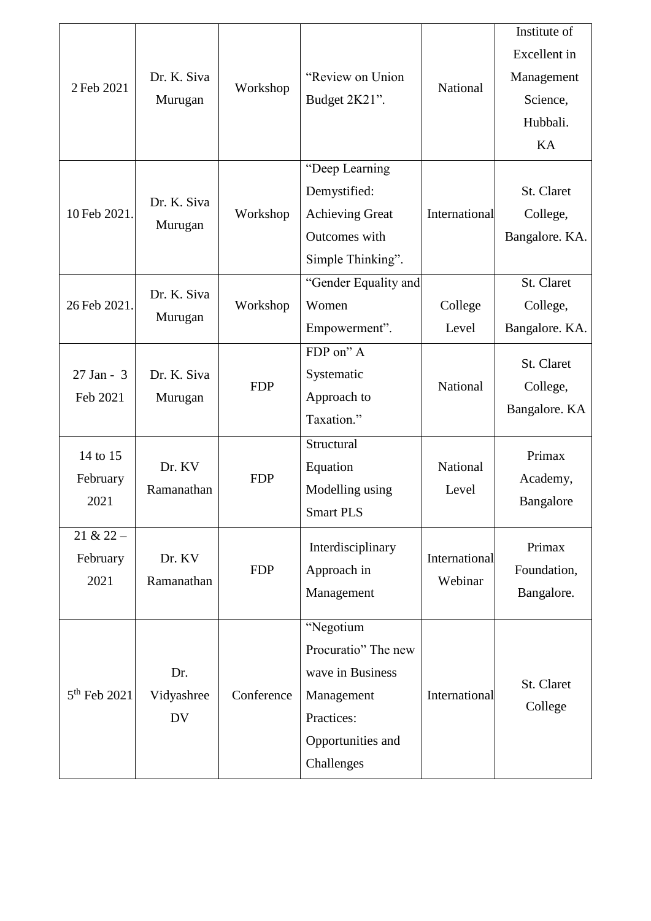| 2 Feb 2021 | Dr. K. Siva Murugan | Workshop | "Review on Union Budget 2K21". | National | Institute of Excellent in Management Science, Hubbali. KA |
|---|---|---|---|---|---|
| 10 Feb 2021. | Dr. K. Siva Murugan | Workshop | "Deep Learning Demystified: Achieving Great Outcomes with Simple Thinking". | International | St. Claret College, Bangalore. KA. |
| 26 Feb 2021. | Dr. K. Siva Murugan | Workshop | "Gender Equality and Women Empowerment". | College Level | St. Claret College, Bangalore. KA. |
| 27 Jan - 3 Feb 2021 | Dr. K. Siva Murugan | FDP | FDP on" A Systematic Approach to Taxation." | National | St. Claret College, Bangalore. KA |
| 14 to 15 February 2021 | Dr. KV Ramanathan | FDP | Structural Equation Modelling using Smart PLS | National Level | Primax Academy, Bangalore |
| 21 & 22 – February 2021 | Dr. KV Ramanathan | FDP | Interdisciplinary Approach in Management | International Webinar | Primax Foundation, Bangalore. |
| 5th Feb 2021 | Dr. Vidyashree DV | Conference | "Negotium Procuratio" The new wave in Business Management Practices: Opportunities and Challenges | International | St. Claret College |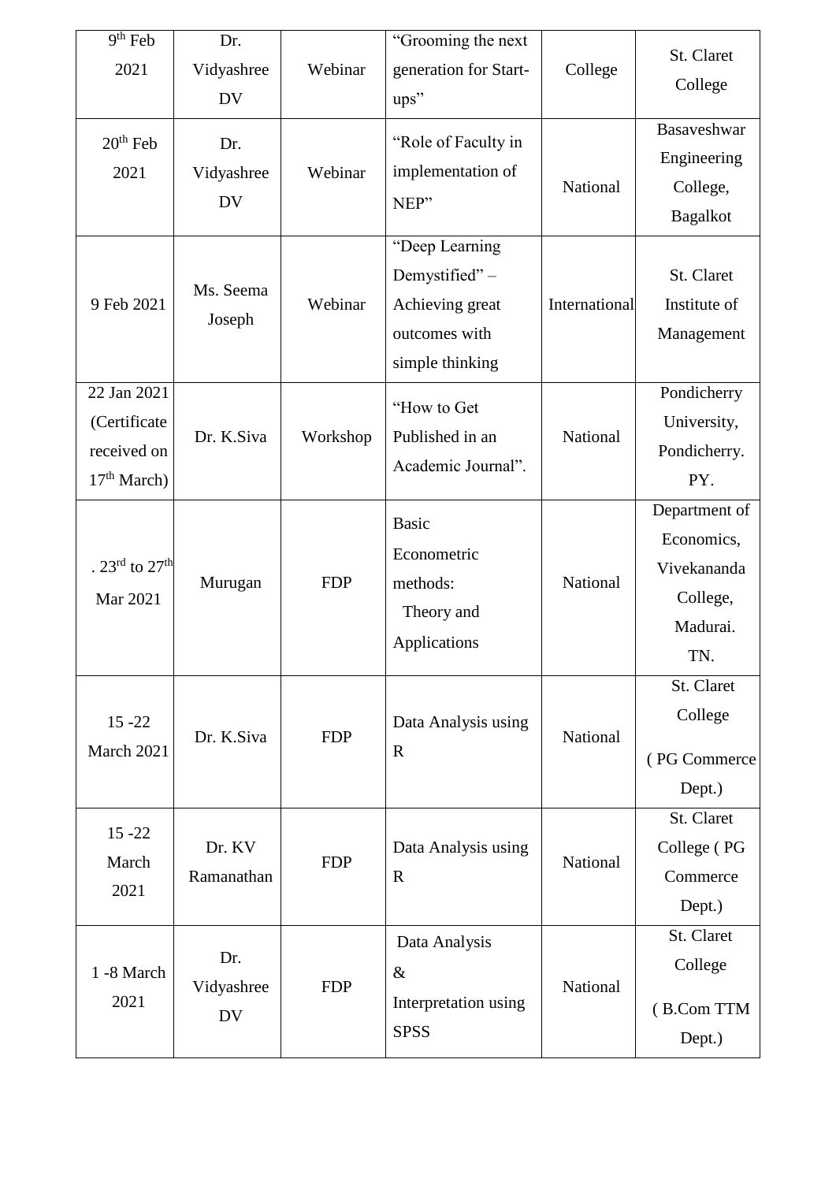| 9th Feb 2021 | Dr. Vidyashree DV | Webinar | "Grooming the next generation for Start-ups" | College | St. Claret College |
|---|---|---|---|---|---|
| 20th Feb 2021 | Dr. Vidyashree DV | Webinar | "Role of Faculty in implementation of NEP" | National | Basaveshwar Engineering College, Bagalkot |
| 9 Feb 2021 | Ms. Seema Joseph | Webinar | "Deep Learning Demystified" – Achieving great outcomes with simple thinking | International | St. Claret Institute of Management |
| 22 Jan 2021 (Certificate received on 17th March) | Dr. K.Siva | Workshop | "How to Get Published in an Academic Journal". | National | Pondicherry University, Pondicherry. PY. |
| . 23rd to 27th Mar 2021 | Murugan | FDP | Basic Econometric methods: Theory and Applications | National | Department of Economics, Vivekananda College, Madurai. TN. |
| 15 -22 March 2021 | Dr. K.Siva | FDP | Data Analysis using R | National | St. Claret College ( PG Commerce Dept.) |
| 15 -22 March 2021 | Dr. KV Ramanathan | FDP | Data Analysis using R | National | St. Claret College ( PG Commerce Dept.) |
| 1 -8 March 2021 | Dr. Vidyashree DV | FDP | Data Analysis & Interpretation using SPSS | National | St. Claret College ( B.Com TTM Dept.) |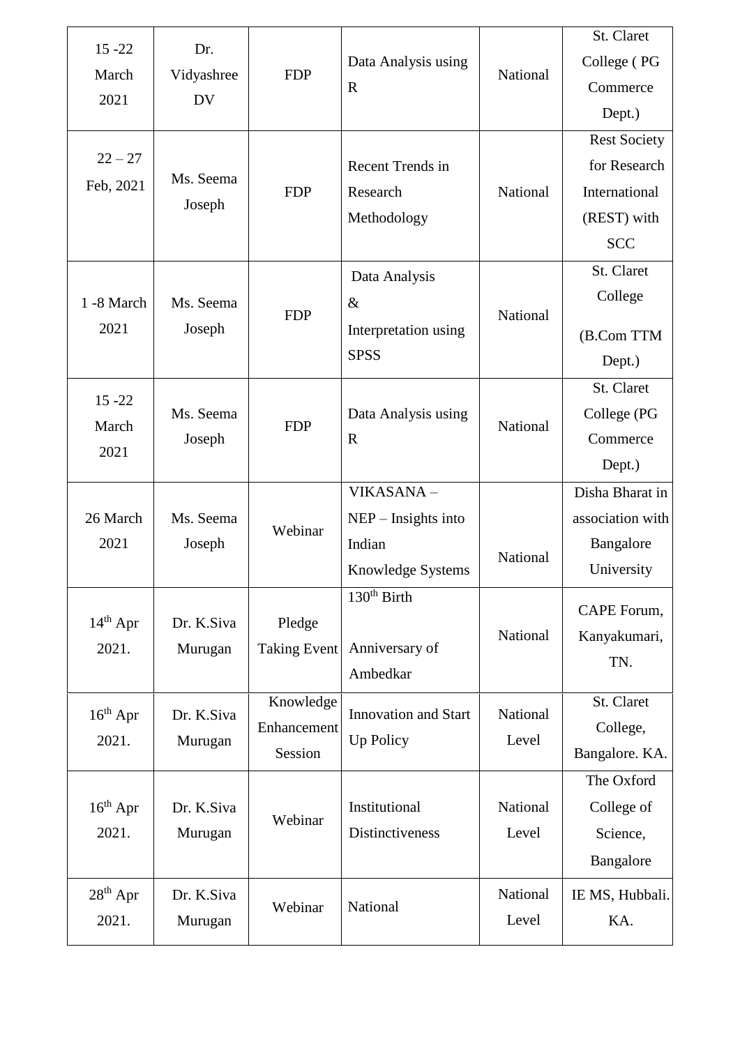| 15 -22 March 2021 | Dr. Vidyashree DV | FDP | Data Analysis using R | National | St. Claret College ( PG Commerce Dept.) |
|---|---|---|---|---|---|
| 22 – 27 Feb, 2021 | Ms. Seema Joseph | FDP | Recent Trends in Research Methodology | National | Rest Society for Research International (REST) with SCC |
| 1 -8 March 2021 | Ms. Seema Joseph | FDP | Data Analysis & Interpretation using SPSS | National | St. Claret College (B.Com TTM Dept.) |
| 15 -22 March 2021 | Ms. Seema Joseph | FDP | Data Analysis using R | National | St. Claret College (PG Commerce Dept.) |
| 26 March 2021 | Ms. Seema Joseph | Webinar | VIKASANA – NEP – Insights into Indian Knowledge Systems | National | Disha Bharat in association with Bangalore University |
| 14th Apr 2021. | Dr. K.Siva Murugan | Pledge Taking Event | 130th Birth Anniversary of Ambedkar | National | CAPE Forum, Kanyakumari, TN. |
| 16th Apr 2021. | Dr. K.Siva Murugan | Knowledge Enhancement Session | Innovation and Start Up Policy | National Level | St. Claret College, Bangalore. KA. |
| 16th Apr 2021. | Dr. K.Siva Murugan | Webinar | Institutional Distinctiveness | National Level | The Oxford College of Science, Bangalore |
| 28th Apr 2021. | Dr. K.Siva Murugan | Webinar | National | National Level | IE MS, Hubbali. KA. |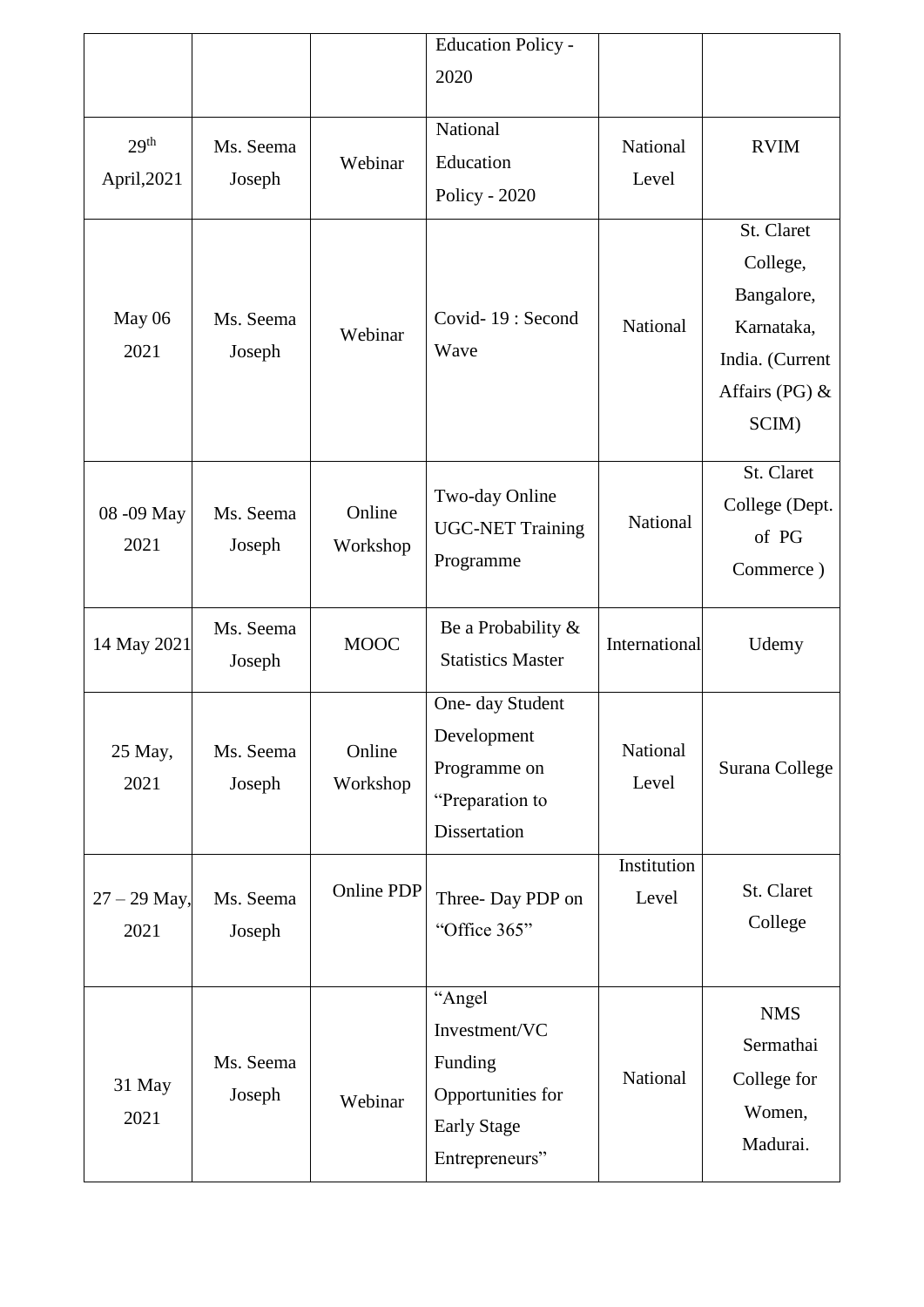| | | | Education Policy - 2020 | | |
|---|---|---|---|---|---|
| 29th April,2021 | Ms. Seema Joseph | Webinar | National Education Policy - 2020 | National Level | RVIM |
| May 06 2021 | Ms. Seema Joseph | Webinar | Covid- 19 : Second Wave | National | St. Claret College, Bangalore, Karnataka, India. (Current Affairs (PG) & SCIM) |
| 08 -09 May 2021 | Ms. Seema Joseph | Online Workshop | Two-day Online UGC-NET Training Programme | National | St. Claret College (Dept. of PG Commerce ) |
| 14 May 2021 | Ms. Seema Joseph | MOOC | Be a Probability & Statistics Master | International | Udemy |
| 25 May, 2021 | Ms. Seema Joseph | Online Workshop | One- day Student Development Programme on "Preparation to Dissertation | National Level | Surana College |
| 27 – 29 May, 2021 | Ms. Seema Joseph | Online PDP | Three- Day PDP on "Office 365" | Institution Level | St. Claret College |
| 31 May 2021 | Ms. Seema Joseph | Webinar | "Angel Investment/VC Funding Opportunities for Early Stage Entrepreneurs" | National | NMS Sermathai College for Women, Madurai. |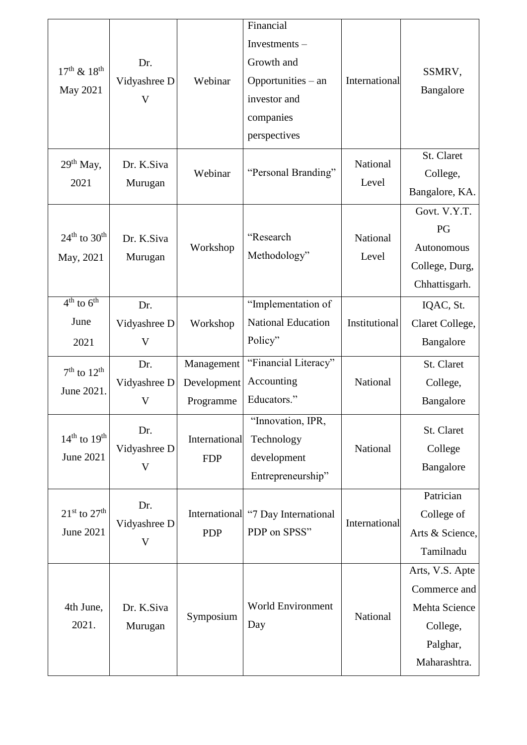| $17^{th}$ & $18^{th}$ May 2021 | Dr. Vidyashree D V | Webinar | Financial Investments – Growth and Opportunities – an investor and companies perspectives | International | SSMRV, Bangalore |
|---|---|---|---|---|---|
| $29^{th}$ May, 2021 | Dr. K.Siva Murugan | Webinar | "Personal Branding" | National Level | St. Claret College, Bangalore, KA. |
| $24^{th}$ to $30^{th}$ May, 2021 | Dr. K.Siva Murugan | Workshop | "Research Methodology" | National Level | Govt. V.Y.T. PG Autonomous College, Durg, Chhattisgarh. |
| $4^{th}$ to $6^{th}$ June 2021 | Dr. Vidyashree D V | Workshop | "Implementation of National Education Policy" | Institutional | IQAC, St. Claret College, Bangalore |
| $7^{th}$ to $12^{th}$ June 2021. | Dr. Vidyashree D V | Management Development Programme | "Financial Literacy" Accounting Educators." | National | St. Claret College, Bangalore |
| $14^{th}$ to $19^{th}$ June 2021 | Dr. Vidyashree D V | International FDP | "Innovation, IPR, Technology development Entrepreneurship" | National | St. Claret College Bangalore |
| $21^{st}$ to $27^{th}$ June 2021 | Dr. Vidyashree D V | International PDP | "7 Day International PDP on SPSS" | International | Patrician College of Arts & Science, Tamilnadu |
| 4th June, 2021. | Dr. K.Siva Murugan | Symposium | World Environment Day | National | Arts, V.S. Apte Commerce and Mehta Science College, Palghar, Maharashtra. |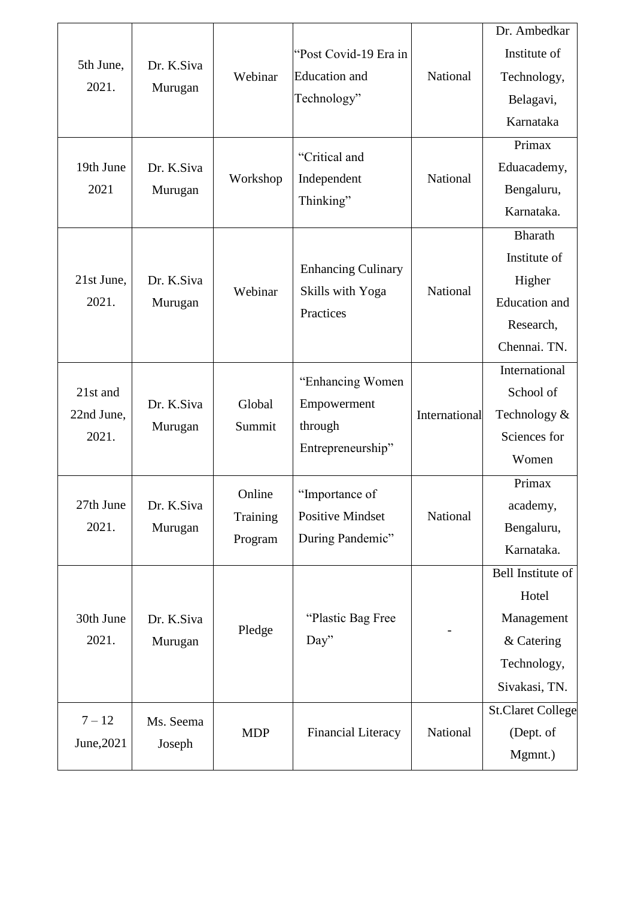| 5th June, 2021. | Dr. K.Siva Murugan | Webinar | "Post Covid-19 Era in Education and Technology" | National | Dr. Ambedkar Institute of Technology, Belagavi, Karnataka |
|---|---|---|---|---|---|
| 19th June 2021 | Dr. K.Siva Murugan | Workshop | "Critical and Independent Thinking" | National | Primax Eduacademy, Bengaluru, Karnataka. |
| 21st June, 2021. | Dr. K.Siva Murugan | Webinar | Enhancing Culinary Skills with Yoga Practices | National | Bharath Institute of Higher Education and Research, Chennai. TN. |
| 21st and 22nd June, 2021. | Dr. K.Siva Murugan | Global Summit | "Enhancing Women Empowerment through Entrepreneurship" | International | International School of Technology & Sciences for Women |
| 27th June 2021. | Dr. K.Siva Murugan | Online Training Program | "Importance of Positive Mindset During Pandemic" | National | Primax academy, Bengaluru, Karnataka. |
| 30th June 2021. | Dr. K.Siva Murugan | Pledge | "Plastic Bag Free Day" | - | Bell Institute of Hotel Management & Catering Technology, Sivakasi, TN. |
| 7 – 12 June,2021 | Ms. Seema Joseph | MDP | Financial Literacy | National | St.Claret College (Dept. of Mgmnt.) |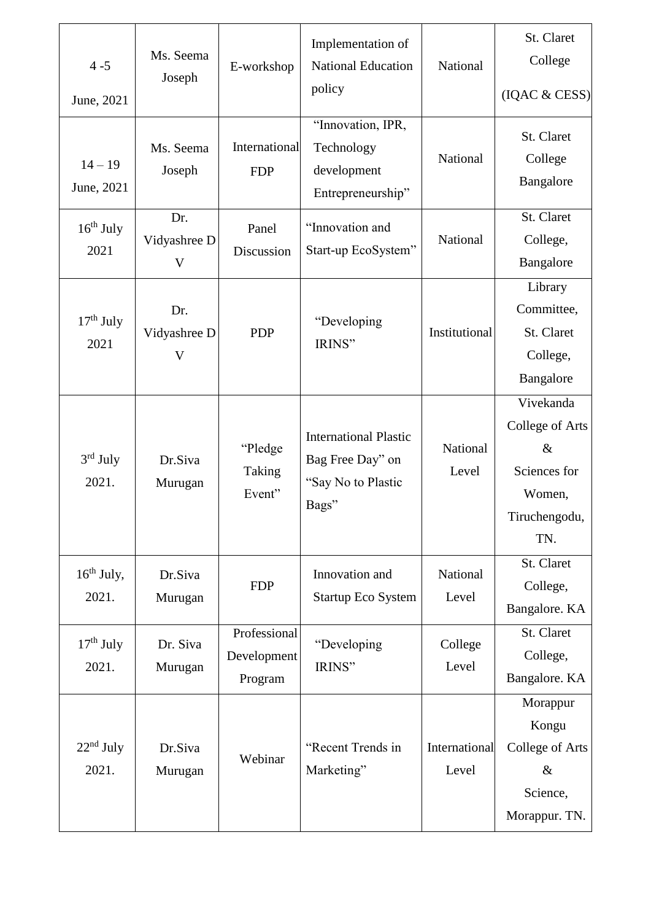| 4 -5 June, 2021 | Ms. Seema Joseph | E-workshop | Implementation of National Education policy | National | St. Claret College (IQAC & CESS) |
|---|---|---|---|---|---|
| 14 – 19 June, 2021 | Ms. Seema Joseph | International FDP | "Innovation, IPR, Technology development Entrepreneurship" | National | St. Claret College Bangalore |
| 16th July 2021 | Dr. Vidyashree D V | Panel Discussion | "Innovation and Start-up EcoSystem" | National | St. Claret College, Bangalore |
| 17th July 2021 | Dr. Vidyashree D V | PDP | "Developing IRINS" | Institutional | Library Committee, St. Claret College, Bangalore |
| 3rd July 2021. | Dr.Siva Murugan | "Pledge Taking Event" | International Plastic Bag Free Day" on "Say No to Plastic Bags" | National Level | Vivekanda College of Arts & Sciences for Women, Tiruchengodu, TN. |
| 16th July, 2021. | Dr.Siva Murugan | FDP | Innovation and Startup Eco System | National Level | St. Claret College, Bangalore. KA |
| 17th July 2021. | Dr. Siva Murugan | Professional Development Program | "Developing IRINS" | College Level | St. Claret College, Bangalore. KA |
| 22nd July 2021. | Dr.Siva Murugan | Webinar | "Recent Trends in Marketing" | International Level | Morappur Kongu College of Arts & Science, Morappur. TN. |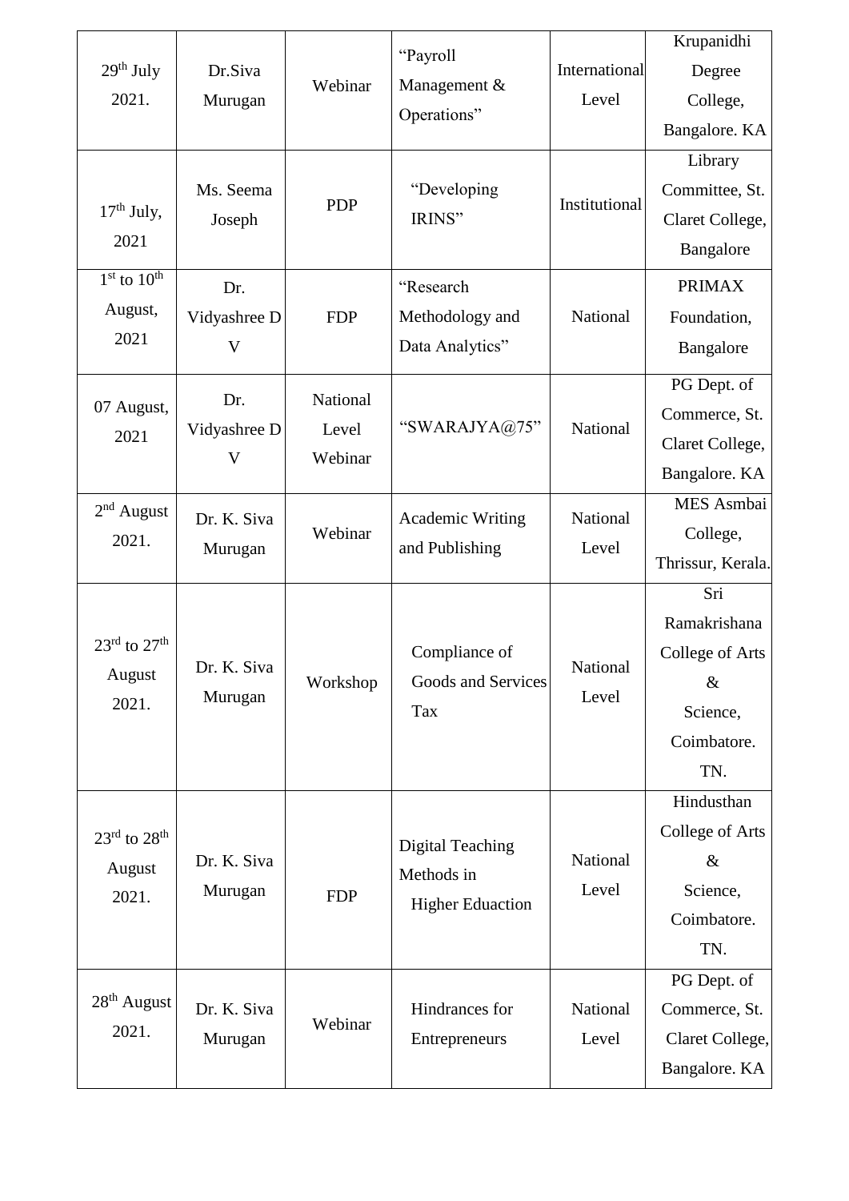| 29th July 2021. | Dr.Siva Murugan | Webinar | “Payroll Management & Operations” | International Level | Krupanidhi Degree College, Bangalore. KA |
|---|---|---|---|---|---|
| 17th July, 2021 | Ms. Seema Joseph | PDP | “Developing IRINS” | Institutional | Library Committee, St. Claret College, Bangalore |
| 1st to 10th August, 2021 | Dr. Vidyashree D V | FDP | “Research Methodology and Data Analytics” | National | PRIMAX Foundation, Bangalore |
| 07 August, 2021 | Dr. Vidyashree D V | National Level Webinar | “SWARAJYA@75” | National | PG Dept. of Commerce, St. Claret College, Bangalore. KA |
| 2nd August 2021. | Dr. K. Siva Murugan | Webinar | Academic Writing and Publishing | National Level | MES Asmbai College, Thrissur, Kerala. |
| 23rd to 27th August 2021. | Dr. K. Siva Murugan | Workshop | Compliance of Goods and Services Tax | National Level | Sri Ramakrishana College of Arts & Science, Coimbatore. TN. |
| 23rd to 28th August 2021. | Dr. K. Siva Murugan | FDP | Digital Teaching Methods in Higher Eduaction | National Level | Hindusthan College of Arts & Science, Coimbatore. TN. |
| 28th August 2021. | Dr. K. Siva Murugan | Webinar | Hindrances for Entrepreneurs | National Level | PG Dept. of Commerce, St. Claret College, Bangalore. KA |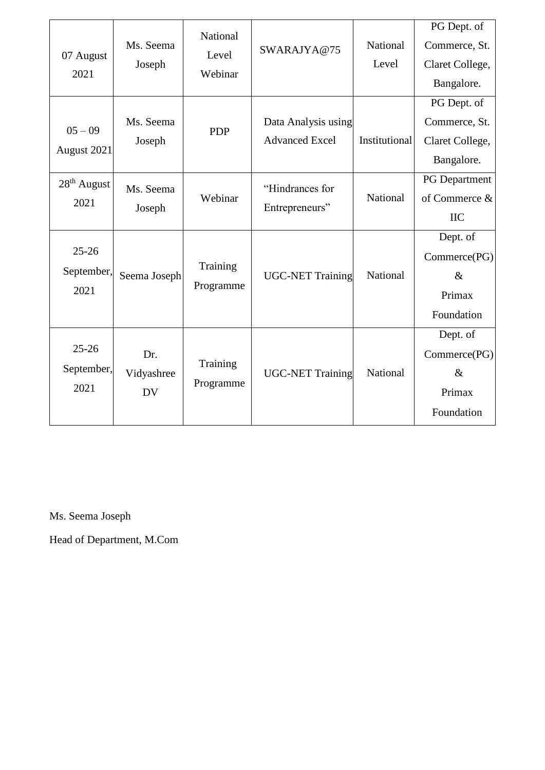| | | | | | |
|---|---|---|---|---|---|
| 07 August 2021 | Ms. Seema Joseph | National Level Webinar | SWARAJYA@75 | National Level | PG Dept. of Commerce, St. Claret College, Bangalore. |
| 05 – 09 August 2021 | Ms. Seema Joseph | PDP | Data Analysis using Advanced Excel | Institutional | PG Dept. of Commerce, St. Claret College, Bangalore. |
| 28th August 2021 | Ms. Seema Joseph | Webinar | "Hindrances for Entrepreneurs" | National | PG Department of Commerce & IIC |
| 25-26 September, 2021 | Seema Joseph | Training Programme | UGC-NET Training | National | Dept. of Commerce(PG) & Primax Foundation |
| 25-26 September, 2021 | Dr. Vidyashree DV | Training Programme | UGC-NET Training | National | Dept. of Commerce(PG) & Primax Foundation |

Ms. Seema Joseph

Head of Department, M.Com